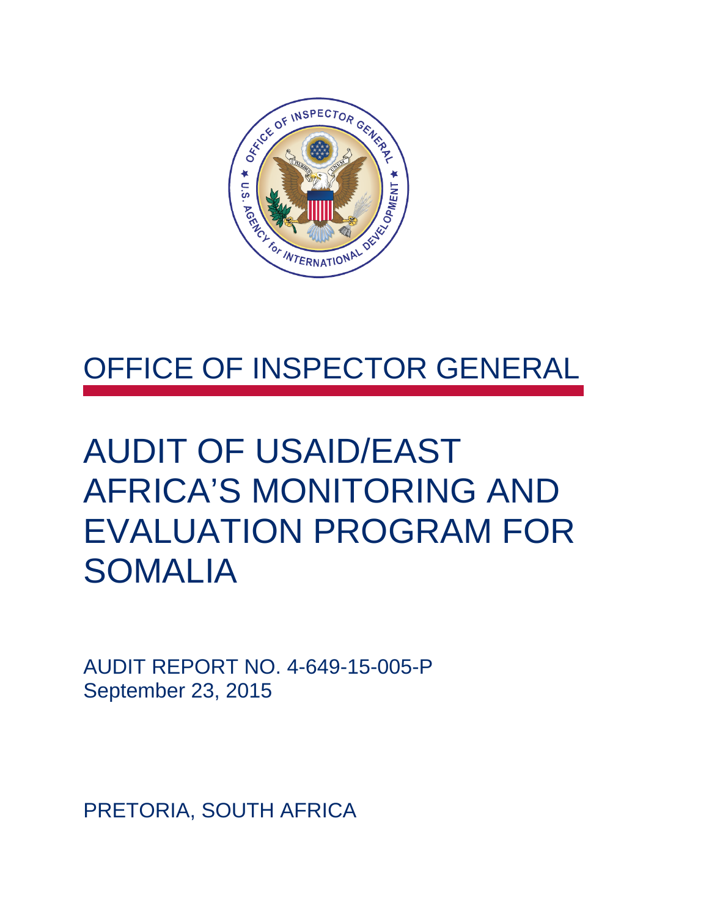OFFICE OF INSPECTOR GENERAL

# AUDIT OF USAID/EAST AFRICA'S MONITORING AND EVALUATION PROGRAM FOR SOMALIA

AUDIT REPORT NO. 4-649-15-005-P
September 23, 2015

PRETORIA, SOUTH AFRICA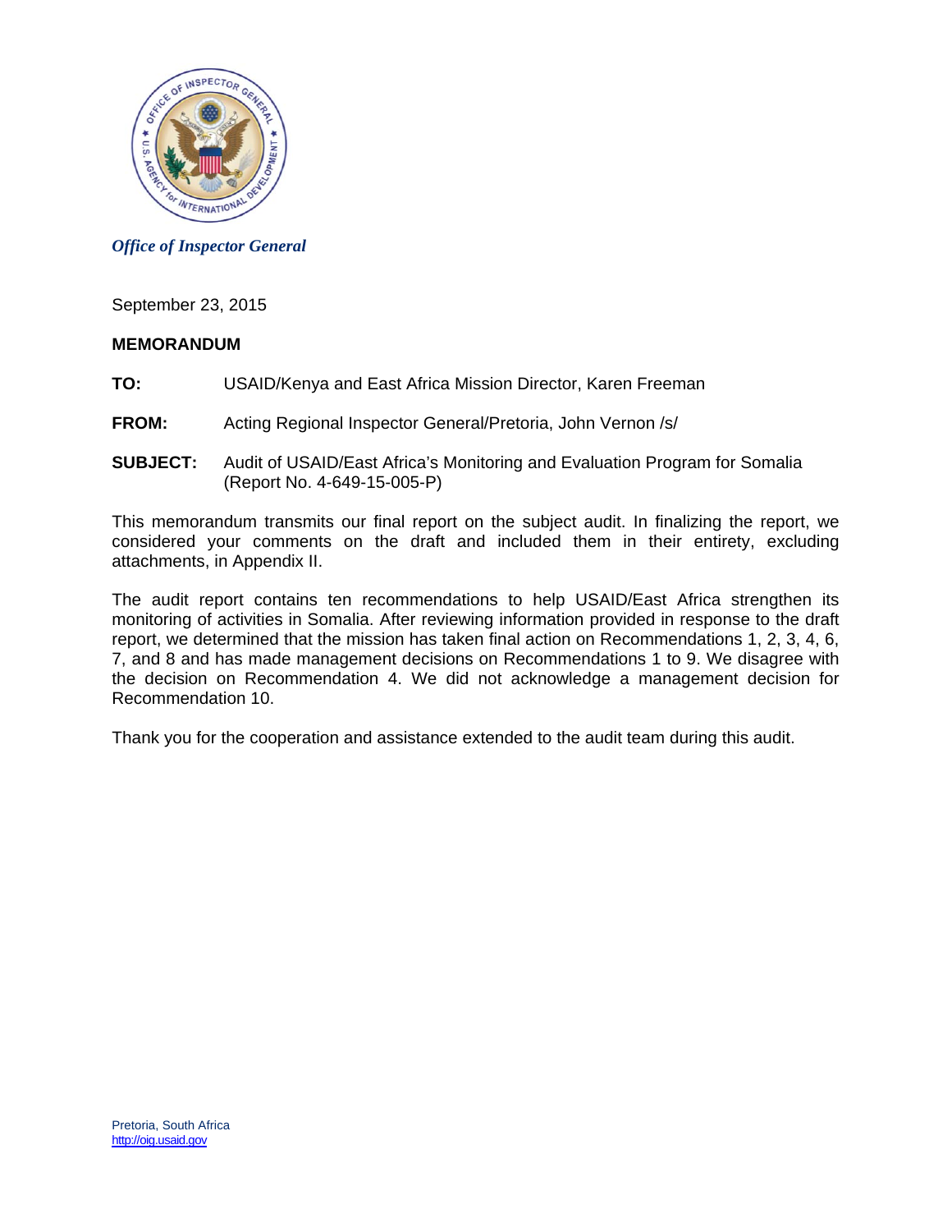*Office of Inspector General*

September 23, 2015

**MEMORANDUM**

**TO:** USAID/Kenya and East Africa Mission Director, Karen Freeman

**FROM:** Acting Regional Inspector General/Pretoria, John Vernon /s/

**SUBJECT:** Audit of USAID/East Africa's Monitoring and Evaluation Program for Somalia (Report No. 4-649-15-005-P)

This memorandum transmits our final report on the subject audit. In finalizing the report, we considered your comments on the draft and included them in their entirety, excluding attachments, in Appendix II.

The audit report contains ten recommendations to help USAID/East Africa strengthen its monitoring of activities in Somalia. After reviewing information provided in response to the draft report, we determined that the mission has taken final action on Recommendations 1, 2, 3, 4, 6, 7, and 8 and has made management decisions on Recommendations 1 to 9. We disagree with the decision on Recommendation 4. We did not acknowledge a management decision for Recommendation 10.

Thank you for the cooperation and assistance extended to the audit team during this audit.

Pretoria, South Africa
http://oig.usaid.gov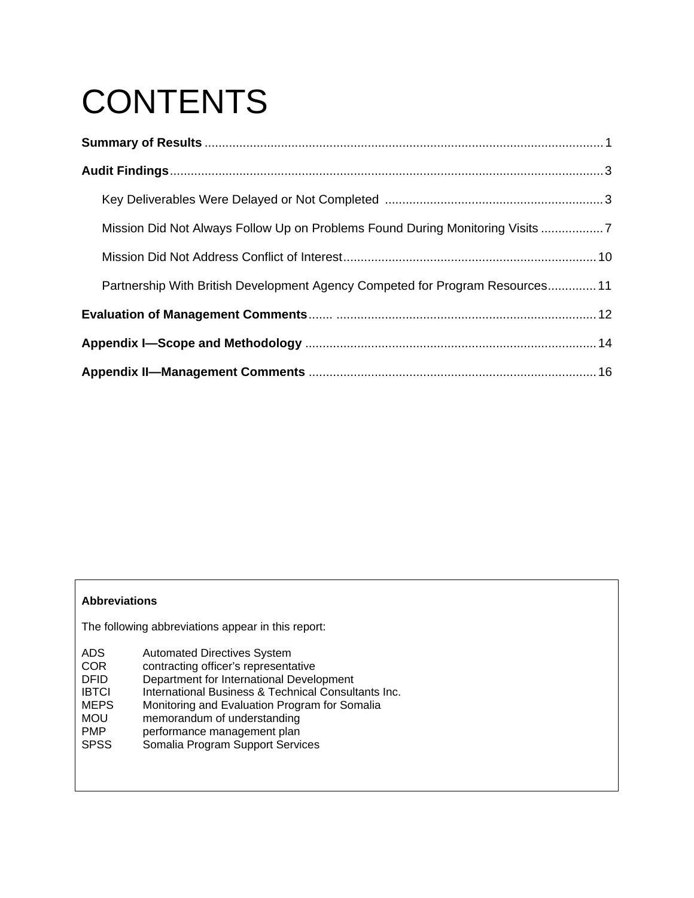# CONTENTS

**Summary of Results** .......... 1

**Audit Findings** .......... 3

- Key Deliverables Were Delayed or Not Completed .......... 3
- Mission Did Not Always Follow Up on Problems Found During Monitoring Visits .......... 7
- Mission Did Not Address Conflict of Interest .......... 10
- Partnership With British Development Agency Competed for Program Resources .......... 11

**Evaluation of Management Comments** .......... 12

**Appendix I—Scope and Methodology** .......... 14

**Appendix II—Management Comments** .......... 16

**Abbreviations**

The following abbreviations appear in this report:

| | |
|---|---|
| ADS | Automated Directives System |
| COR | contracting officer's representative |
| DFID | Department for International Development |
| IBTCI | International Business & Technical Consultants Inc. |
| MEPS | Monitoring and Evaluation Program for Somalia |
| MOU | memorandum of understanding |
| PMP | performance management plan |
| SPSS | Somalia Program Support Services |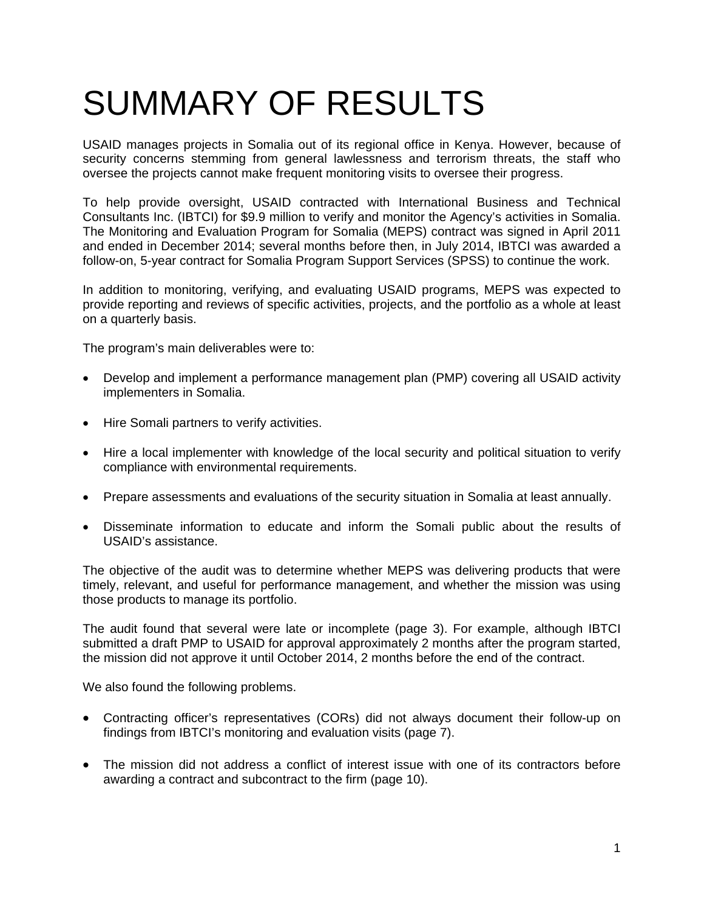# SUMMARY OF RESULTS

USAID manages projects in Somalia out of its regional office in Kenya. However, because of security concerns stemming from general lawlessness and terrorism threats, the staff who oversee the projects cannot make frequent monitoring visits to oversee their progress.

To help provide oversight, USAID contracted with International Business and Technical Consultants Inc. (IBTCI) for $9.9 million to verify and monitor the Agency's activities in Somalia. The Monitoring and Evaluation Program for Somalia (MEPS) contract was signed in April 2011 and ended in December 2014; several months before then, in July 2014, IBTCI was awarded a follow-on, 5-year contract for Somalia Program Support Services (SPSS) to continue the work.

In addition to monitoring, verifying, and evaluating USAID programs, MEPS was expected to provide reporting and reviews of specific activities, projects, and the portfolio as a whole at least on a quarterly basis.

The program's main deliverables were to:

- Develop and implement a performance management plan (PMP) covering all USAID activity implementers in Somalia.
- Hire Somali partners to verify activities.
- Hire a local implementer with knowledge of the local security and political situation to verify compliance with environmental requirements.
- Prepare assessments and evaluations of the security situation in Somalia at least annually.
- Disseminate information to educate and inform the Somali public about the results of USAID's assistance.

The objective of the audit was to determine whether MEPS was delivering products that were timely, relevant, and useful for performance management, and whether the mission was using those products to manage its portfolio.

The audit found that several were late or incomplete (page 3). For example, although IBTCI submitted a draft PMP to USAID for approval approximately 2 months after the program started, the mission did not approve it until October 2014, 2 months before the end of the contract.

We also found the following problems.

- Contracting officer's representatives (CORs) did not always document their follow-up on findings from IBTCI's monitoring and evaluation visits (page 7).
- The mission did not address a conflict of interest issue with one of its contractors before awarding a contract and subcontract to the firm (page 10).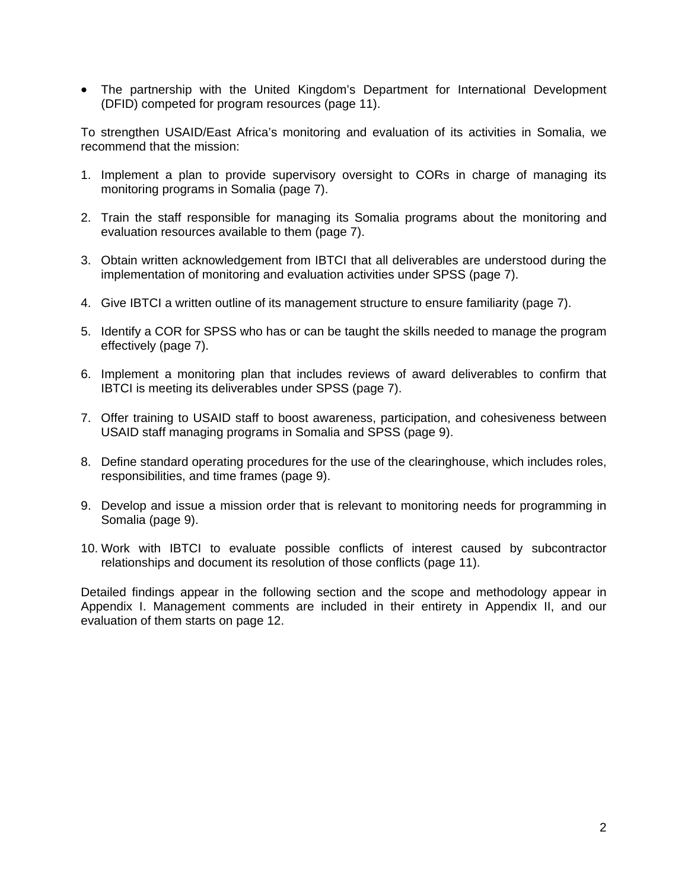- The partnership with the United Kingdom's Department for International Development (DFID) competed for program resources (page 11).

To strengthen USAID/East Africa's monitoring and evaluation of its activities in Somalia, we recommend that the mission:

1. Implement a plan to provide supervisory oversight to CORs in charge of managing its monitoring programs in Somalia (page 7).

2. Train the staff responsible for managing its Somalia programs about the monitoring and evaluation resources available to them (page 7).

3. Obtain written acknowledgement from IBTCI that all deliverables are understood during the implementation of monitoring and evaluation activities under SPSS (page 7).

4. Give IBTCI a written outline of its management structure to ensure familiarity (page 7).

5. Identify a COR for SPSS who has or can be taught the skills needed to manage the program effectively (page 7).

6. Implement a monitoring plan that includes reviews of award deliverables to confirm that IBTCI is meeting its deliverables under SPSS (page 7).

7. Offer training to USAID staff to boost awareness, participation, and cohesiveness between USAID staff managing programs in Somalia and SPSS (page 9).

8. Define standard operating procedures for the use of the clearinghouse, which includes roles, responsibilities, and time frames (page 9).

9. Develop and issue a mission order that is relevant to monitoring needs for programming in Somalia (page 9).

10. Work with IBTCI to evaluate possible conflicts of interest caused by subcontractor relationships and document its resolution of those conflicts (page 11).

Detailed findings appear in the following section and the scope and methodology appear in Appendix I. Management comments are included in their entirety in Appendix II, and our evaluation of them starts on page 12.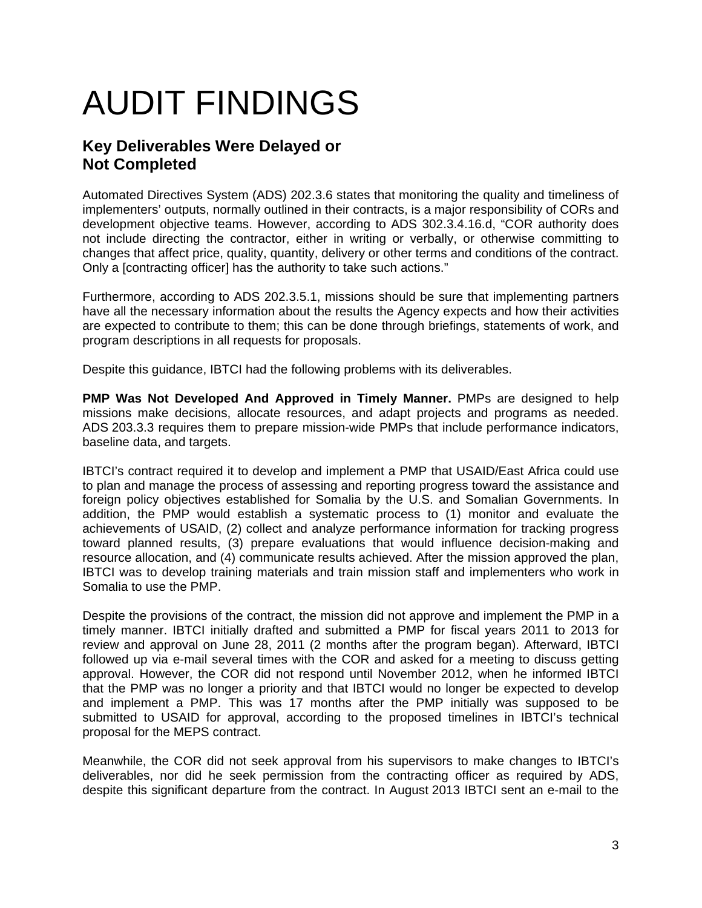# AUDIT FINDINGS

## Key Deliverables Were Delayed or Not Completed

Automated Directives System (ADS) 202.3.6 states that monitoring the quality and timeliness of implementers' outputs, normally outlined in their contracts, is a major responsibility of CORs and development objective teams. However, according to ADS 302.3.4.16.d, "COR authority does not include directing the contractor, either in writing or verbally, or otherwise committing to changes that affect price, quality, quantity, delivery or other terms and conditions of the contract. Only a [contracting officer] has the authority to take such actions."

Furthermore, according to ADS 202.3.5.1, missions should be sure that implementing partners have all the necessary information about the results the Agency expects and how their activities are expected to contribute to them; this can be done through briefings, statements of work, and program descriptions in all requests for proposals.

Despite this guidance, IBTCI had the following problems with its deliverables.

**PMP Was Not Developed And Approved in Timely Manner.** PMPs are designed to help missions make decisions, allocate resources, and adapt projects and programs as needed. ADS 203.3.3 requires them to prepare mission-wide PMPs that include performance indicators, baseline data, and targets.

IBTCI's contract required it to develop and implement a PMP that USAID/East Africa could use to plan and manage the process of assessing and reporting progress toward the assistance and foreign policy objectives established for Somalia by the U.S. and Somalian Governments. In addition, the PMP would establish a systematic process to (1) monitor and evaluate the achievements of USAID, (2) collect and analyze performance information for tracking progress toward planned results, (3) prepare evaluations that would influence decision-making and resource allocation, and (4) communicate results achieved. After the mission approved the plan, IBTCI was to develop training materials and train mission staff and implementers who work in Somalia to use the PMP.

Despite the provisions of the contract, the mission did not approve and implement the PMP in a timely manner. IBTCI initially drafted and submitted a PMP for fiscal years 2011 to 2013 for review and approval on June 28, 2011 (2 months after the program began). Afterward, IBTCI followed up via e-mail several times with the COR and asked for a meeting to discuss getting approval. However, the COR did not respond until November 2012, when he informed IBTCI that the PMP was no longer a priority and that IBTCI would no longer be expected to develop and implement a PMP. This was 17 months after the PMP initially was supposed to be submitted to USAID for approval, according to the proposed timelines in IBTCI's technical proposal for the MEPS contract.

Meanwhile, the COR did not seek approval from his supervisors to make changes to IBTCI's deliverables, nor did he seek permission from the contracting officer as required by ADS, despite this significant departure from the contract. In August 2013 IBTCI sent an e-mail to the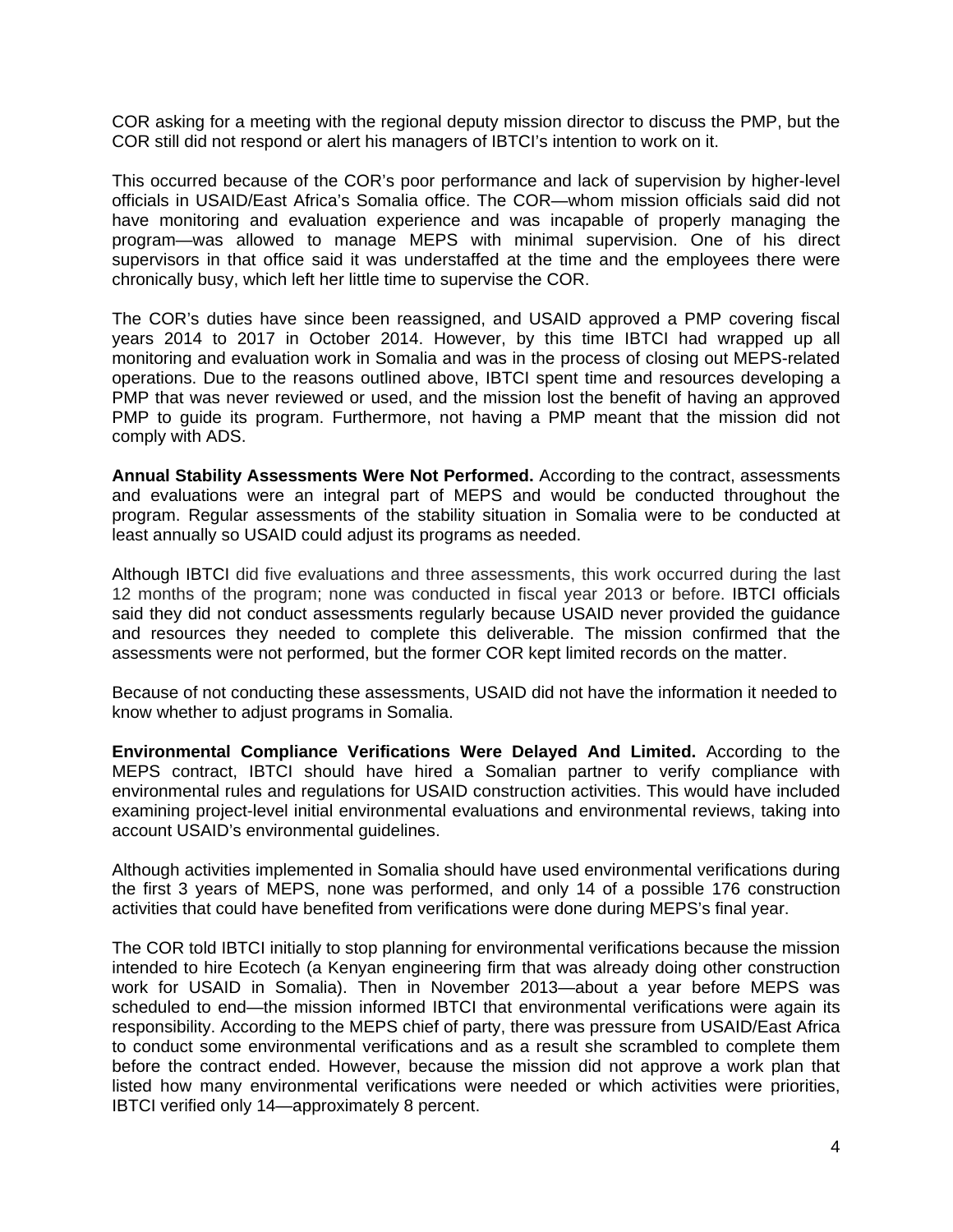COR asking for a meeting with the regional deputy mission director to discuss the PMP, but the COR still did not respond or alert his managers of IBTCI's intention to work on it.

This occurred because of the COR's poor performance and lack of supervision by higher-level officials in USAID/East Africa's Somalia office. The COR—whom mission officials said did not have monitoring and evaluation experience and was incapable of properly managing the program—was allowed to manage MEPS with minimal supervision. One of his direct supervisors in that office said it was understaffed at the time and the employees there were chronically busy, which left her little time to supervise the COR.

The COR's duties have since been reassigned, and USAID approved a PMP covering fiscal years 2014 to 2017 in October 2014. However, by this time IBTCI had wrapped up all monitoring and evaluation work in Somalia and was in the process of closing out MEPS-related operations. Due to the reasons outlined above, IBTCI spent time and resources developing a PMP that was never reviewed or used, and the mission lost the benefit of having an approved PMP to guide its program. Furthermore, not having a PMP meant that the mission did not comply with ADS.

**Annual Stability Assessments Were Not Performed.** According to the contract, assessments and evaluations were an integral part of MEPS and would be conducted throughout the program. Regular assessments of the stability situation in Somalia were to be conducted at least annually so USAID could adjust its programs as needed.

Although IBTCI did five evaluations and three assessments, this work occurred during the last 12 months of the program; none was conducted in fiscal year 2013 or before. IBTCI officials said they did not conduct assessments regularly because USAID never provided the guidance and resources they needed to complete this deliverable. The mission confirmed that the assessments were not performed, but the former COR kept limited records on the matter.

Because of not conducting these assessments, USAID did not have the information it needed to know whether to adjust programs in Somalia.

**Environmental Compliance Verifications Were Delayed And Limited.** According to the MEPS contract, IBTCI should have hired a Somalian partner to verify compliance with environmental rules and regulations for USAID construction activities. This would have included examining project-level initial environmental evaluations and environmental reviews, taking into account USAID's environmental guidelines.

Although activities implemented in Somalia should have used environmental verifications during the first 3 years of MEPS, none was performed, and only 14 of a possible 176 construction activities that could have benefited from verifications were done during MEPS's final year.

The COR told IBTCI initially to stop planning for environmental verifications because the mission intended to hire Ecotech (a Kenyan engineering firm that was already doing other construction work for USAID in Somalia). Then in November 2013—about a year before MEPS was scheduled to end—the mission informed IBTCI that environmental verifications were again its responsibility. According to the MEPS chief of party, there was pressure from USAID/East Africa to conduct some environmental verifications and as a result she scrambled to complete them before the contract ended. However, because the mission did not approve a work plan that listed how many environmental verifications were needed or which activities were priorities, IBTCI verified only 14—approximately 8 percent.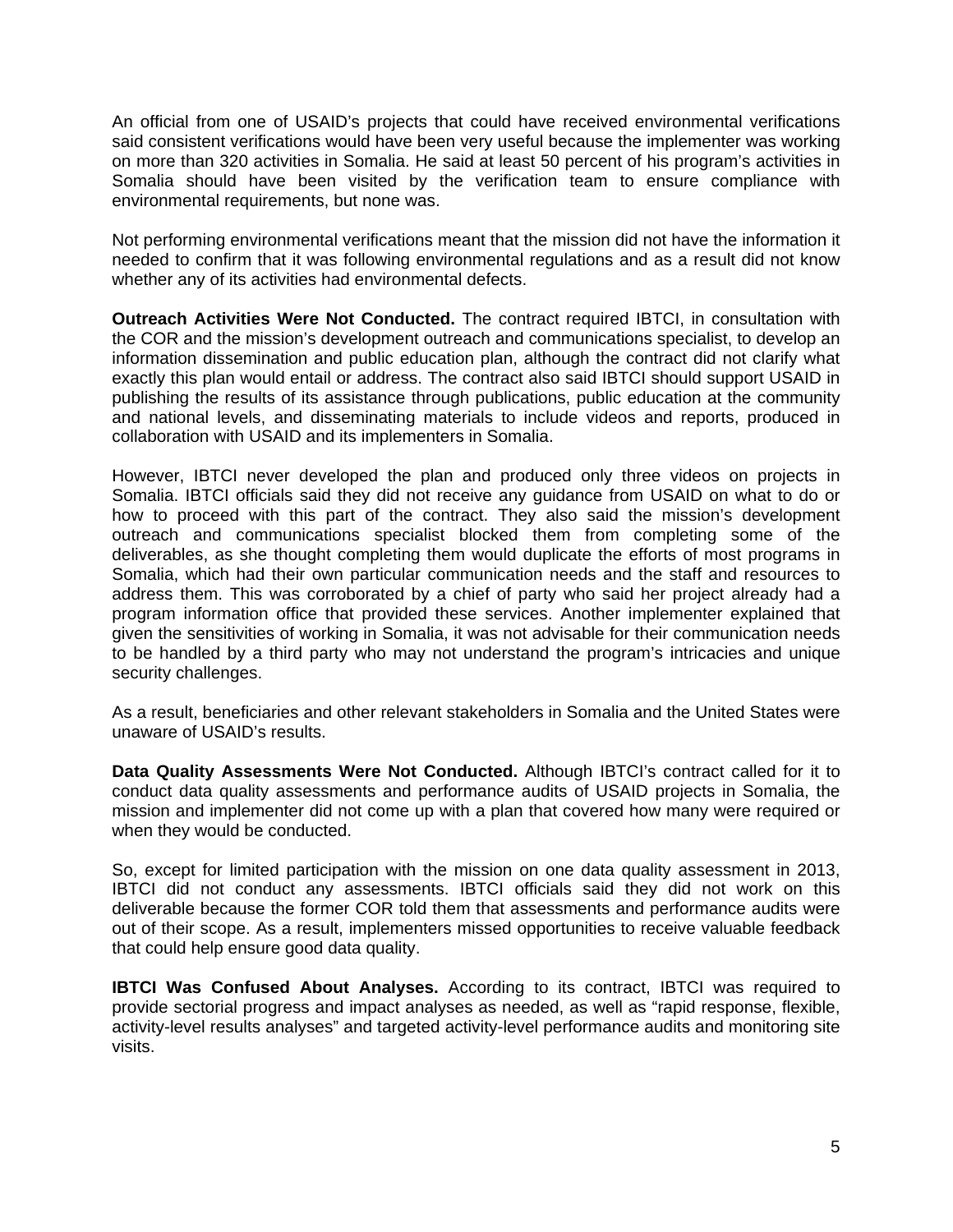An official from one of USAID's projects that could have received environmental verifications said consistent verifications would have been very useful because the implementer was working on more than 320 activities in Somalia. He said at least 50 percent of his program's activities in Somalia should have been visited by the verification team to ensure compliance with environmental requirements, but none was.

Not performing environmental verifications meant that the mission did not have the information it needed to confirm that it was following environmental regulations and as a result did not know whether any of its activities had environmental defects.

**Outreach Activities Were Not Conducted.** The contract required IBTCI, in consultation with the COR and the mission's development outreach and communications specialist, to develop an information dissemination and public education plan, although the contract did not clarify what exactly this plan would entail or address. The contract also said IBTCI should support USAID in publishing the results of its assistance through publications, public education at the community and national levels, and disseminating materials to include videos and reports, produced in collaboration with USAID and its implementers in Somalia.

However, IBTCI never developed the plan and produced only three videos on projects in Somalia. IBTCI officials said they did not receive any guidance from USAID on what to do or how to proceed with this part of the contract. They also said the mission's development outreach and communications specialist blocked them from completing some of the deliverables, as she thought completing them would duplicate the efforts of most programs in Somalia, which had their own particular communication needs and the staff and resources to address them. This was corroborated by a chief of party who said her project already had a program information office that provided these services. Another implementer explained that given the sensitivities of working in Somalia, it was not advisable for their communication needs to be handled by a third party who may not understand the program's intricacies and unique security challenges.

As a result, beneficiaries and other relevant stakeholders in Somalia and the United States were unaware of USAID's results.

**Data Quality Assessments Were Not Conducted.** Although IBTCI's contract called for it to conduct data quality assessments and performance audits of USAID projects in Somalia, the mission and implementer did not come up with a plan that covered how many were required or when they would be conducted.

So, except for limited participation with the mission on one data quality assessment in 2013, IBTCI did not conduct any assessments. IBTCI officials said they did not work on this deliverable because the former COR told them that assessments and performance audits were out of their scope. As a result, implementers missed opportunities to receive valuable feedback that could help ensure good data quality.

**IBTCI Was Confused About Analyses.** According to its contract, IBTCI was required to provide sectorial progress and impact analyses as needed, as well as "rapid response, flexible, activity-level results analyses" and targeted activity-level performance audits and monitoring site visits.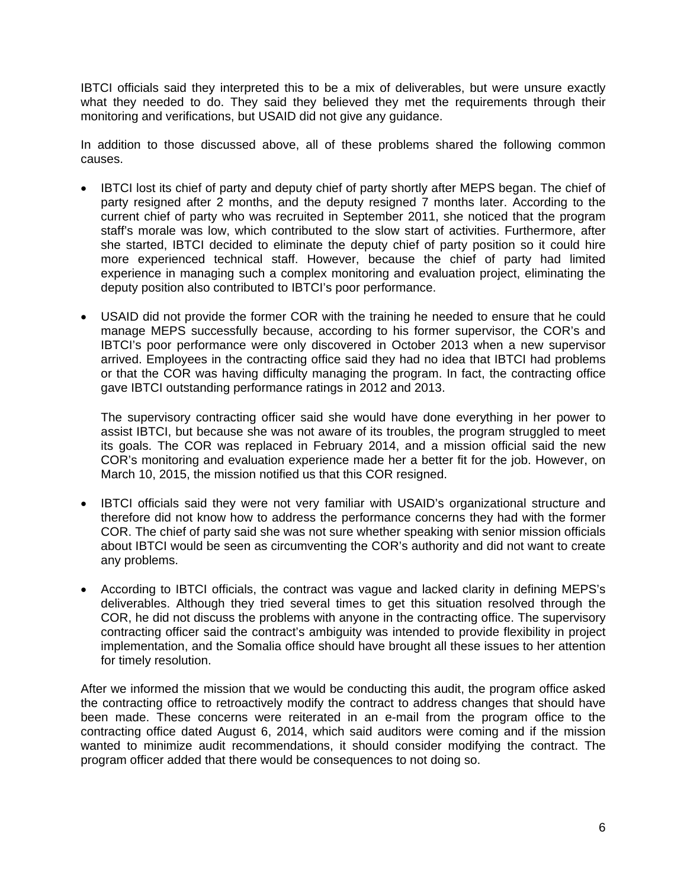IBTCI officials said they interpreted this to be a mix of deliverables, but were unsure exactly what they needed to do. They said they believed they met the requirements through their monitoring and verifications, but USAID did not give any guidance.

In addition to those discussed above, all of these problems shared the following common causes.

- IBTCI lost its chief of party and deputy chief of party shortly after MEPS began. The chief of party resigned after 2 months, and the deputy resigned 7 months later. According to the current chief of party who was recruited in September 2011, she noticed that the program staff's morale was low, which contributed to the slow start of activities. Furthermore, after she started, IBTCI decided to eliminate the deputy chief of party position so it could hire more experienced technical staff. However, because the chief of party had limited experience in managing such a complex monitoring and evaluation project, eliminating the deputy position also contributed to IBTCI's poor performance.

- USAID did not provide the former COR with the training he needed to ensure that he could manage MEPS successfully because, according to his former supervisor, the COR's and IBTCI's poor performance were only discovered in October 2013 when a new supervisor arrived. Employees in the contracting office said they had no idea that IBTCI had problems or that the COR was having difficulty managing the program. In fact, the contracting office gave IBTCI outstanding performance ratings in 2012 and 2013.

  The supervisory contracting officer said she would have done everything in her power to assist IBTCI, but because she was not aware of its troubles, the program struggled to meet its goals. The COR was replaced in February 2014, and a mission official said the new COR's monitoring and evaluation experience made her a better fit for the job. However, on March 10, 2015, the mission notified us that this COR resigned.

- IBTCI officials said they were not very familiar with USAID's organizational structure and therefore did not know how to address the performance concerns they had with the former COR. The chief of party said she was not sure whether speaking with senior mission officials about IBTCI would be seen as circumventing the COR's authority and did not want to create any problems.

- According to IBTCI officials, the contract was vague and lacked clarity in defining MEPS's deliverables. Although they tried several times to get this situation resolved through the COR, he did not discuss the problems with anyone in the contracting office. The supervisory contracting officer said the contract's ambiguity was intended to provide flexibility in project implementation, and the Somalia office should have brought all these issues to her attention for timely resolution.

After we informed the mission that we would be conducting this audit, the program office asked the contracting office to retroactively modify the contract to address changes that should have been made. These concerns were reiterated in an e-mail from the program office to the contracting office dated August 6, 2014, which said auditors were coming and if the mission wanted to minimize audit recommendations, it should consider modifying the contract. The program officer added that there would be consequences to not doing so.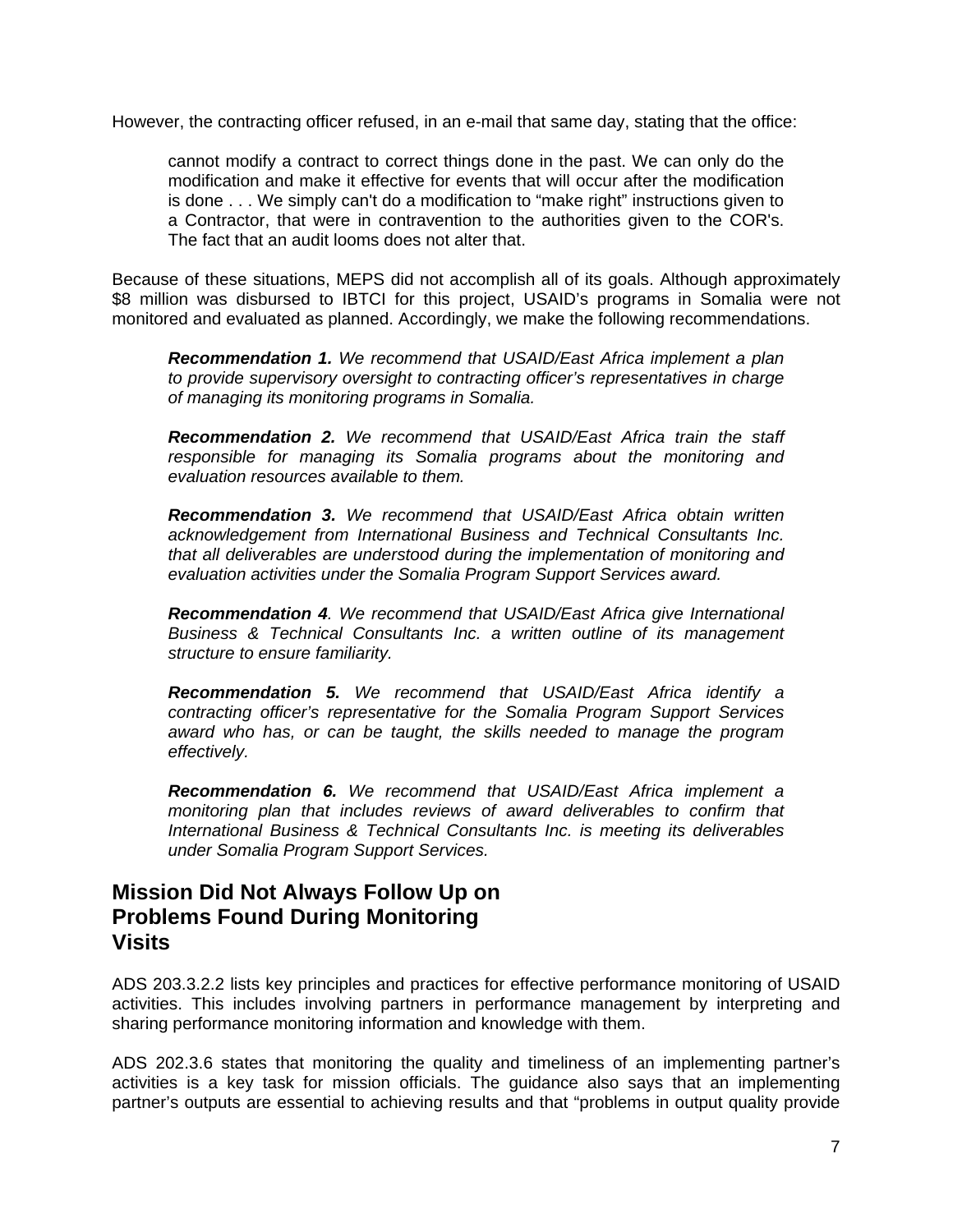However, the contracting officer refused, in an e-mail that same day, stating that the office:

> cannot modify a contract to correct things done in the past. We can only do the modification and make it effective for events that will occur after the modification is done . . . We simply can't do a modification to "make right" instructions given to a Contractor, that were in contravention to the authorities given to the COR's. The fact that an audit looms does not alter that.

Because of these situations, MEPS did not accomplish all of its goals. Although approximately $8 million was disbursed to IBTCI for this project, USAID's programs in Somalia were not monitored and evaluated as planned. Accordingly, we make the following recommendations.

> ***Recommendation 1.*** *We recommend that USAID/East Africa implement a plan to provide supervisory oversight to contracting officer's representatives in charge of managing its monitoring programs in Somalia.*

> ***Recommendation 2.*** *We recommend that USAID/East Africa train the staff responsible for managing its Somalia programs about the monitoring and evaluation resources available to them.*

> ***Recommendation 3.*** *We recommend that USAID/East Africa obtain written acknowledgement from International Business and Technical Consultants Inc. that all deliverables are understood during the implementation of monitoring and evaluation activities under the Somalia Program Support Services award.*

> ***Recommendation 4***. *We recommend that USAID/East Africa give International Business & Technical Consultants Inc. a written outline of its management structure to ensure familiarity.*

> ***Recommendation 5.*** *We recommend that USAID/East Africa identify a contracting officer's representative for the Somalia Program Support Services award who has, or can be taught, the skills needed to manage the program effectively.*

> ***Recommendation 6.*** *We recommend that USAID/East Africa implement a monitoring plan that includes reviews of award deliverables to confirm that International Business & Technical Consultants Inc. is meeting its deliverables under Somalia Program Support Services.*

## Mission Did Not Always Follow Up on Problems Found During Monitoring Visits

ADS 203.3.2.2 lists key principles and practices for effective performance monitoring of USAID activities. This includes involving partners in performance management by interpreting and sharing performance monitoring information and knowledge with them.

ADS 202.3.6 states that monitoring the quality and timeliness of an implementing partner's activities is a key task for mission officials. The guidance also says that an implementing partner's outputs are essential to achieving results and that "problems in output quality provide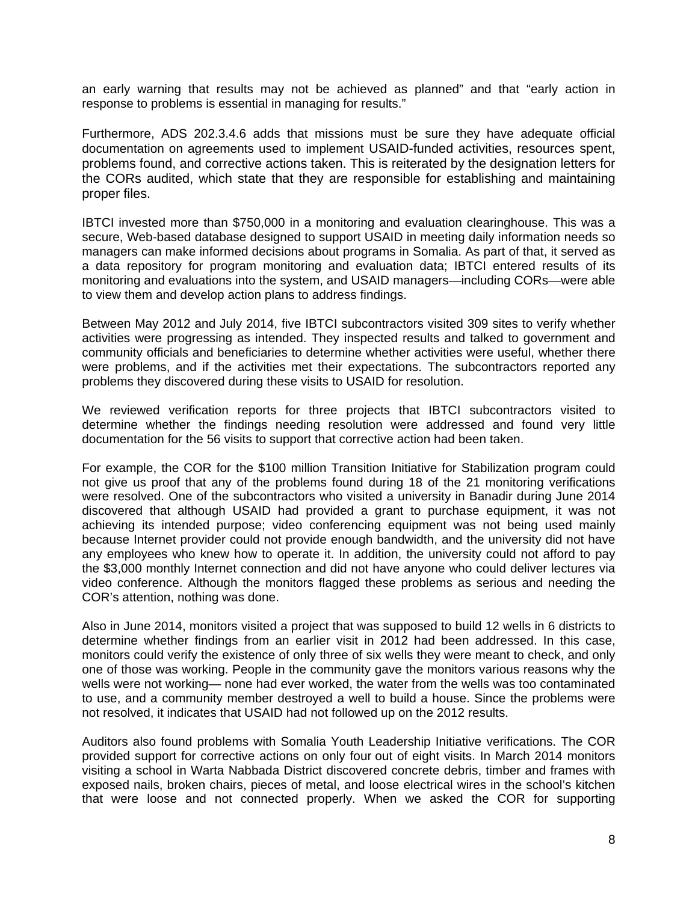an early warning that results may not be achieved as planned" and that "early action in response to problems is essential in managing for results."

Furthermore, ADS 202.3.4.6 adds that missions must be sure they have adequate official documentation on agreements used to implement USAID-funded activities, resources spent, problems found, and corrective actions taken. This is reiterated by the designation letters for the CORs audited, which state that they are responsible for establishing and maintaining proper files.

IBTCI invested more than $750,000 in a monitoring and evaluation clearinghouse. This was a secure, Web-based database designed to support USAID in meeting daily information needs so managers can make informed decisions about programs in Somalia. As part of that, it served as a data repository for program monitoring and evaluation data; IBTCI entered results of its monitoring and evaluations into the system, and USAID managers—including CORs—were able to view them and develop action plans to address findings.

Between May 2012 and July 2014, five IBTCI subcontractors visited 309 sites to verify whether activities were progressing as intended. They inspected results and talked to government and community officials and beneficiaries to determine whether activities were useful, whether there were problems, and if the activities met their expectations. The subcontractors reported any problems they discovered during these visits to USAID for resolution.

We reviewed verification reports for three projects that IBTCI subcontractors visited to determine whether the findings needing resolution were addressed and found very little documentation for the 56 visits to support that corrective action had been taken.

For example, the COR for the $100 million Transition Initiative for Stabilization program could not give us proof that any of the problems found during 18 of the 21 monitoring verifications were resolved. One of the subcontractors who visited a university in Banadir during June 2014 discovered that although USAID had provided a grant to purchase equipment, it was not achieving its intended purpose; video conferencing equipment was not being used mainly because Internet provider could not provide enough bandwidth, and the university did not have any employees who knew how to operate it. In addition, the university could not afford to pay the $3,000 monthly Internet connection and did not have anyone who could deliver lectures via video conference. Although the monitors flagged these problems as serious and needing the COR's attention, nothing was done.

Also in June 2014, monitors visited a project that was supposed to build 12 wells in 6 districts to determine whether findings from an earlier visit in 2012 had been addressed. In this case, monitors could verify the existence of only three of six wells they were meant to check, and only one of those was working. People in the community gave the monitors various reasons why the wells were not working— none had ever worked, the water from the wells was too contaminated to use, and a community member destroyed a well to build a house. Since the problems were not resolved, it indicates that USAID had not followed up on the 2012 results.

Auditors also found problems with Somalia Youth Leadership Initiative verifications. The COR provided support for corrective actions on only four out of eight visits. In March 2014 monitors visiting a school in Warta Nabbada District discovered concrete debris, timber and frames with exposed nails, broken chairs, pieces of metal, and loose electrical wires in the school's kitchen that were loose and not connected properly. When we asked the COR for supporting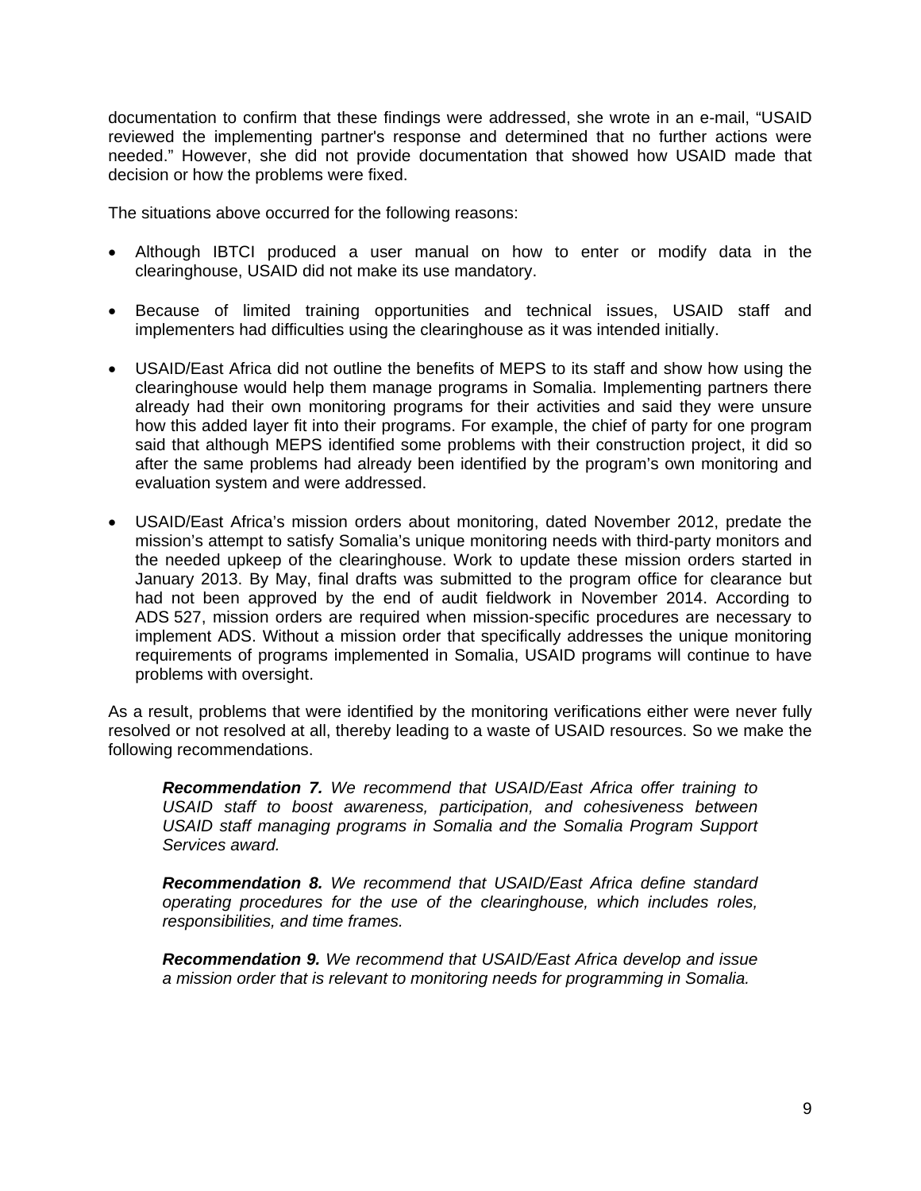documentation to confirm that these findings were addressed, she wrote in an e-mail, "USAID reviewed the implementing partner's response and determined that no further actions were needed." However, she did not provide documentation that showed how USAID made that decision or how the problems were fixed.

The situations above occurred for the following reasons:

- Although IBTCI produced a user manual on how to enter or modify data in the clearinghouse, USAID did not make its use mandatory.

- Because of limited training opportunities and technical issues, USAID staff and implementers had difficulties using the clearinghouse as it was intended initially.

- USAID/East Africa did not outline the benefits of MEPS to its staff and show how using the clearinghouse would help them manage programs in Somalia. Implementing partners there already had their own monitoring programs for their activities and said they were unsure how this added layer fit into their programs. For example, the chief of party for one program said that although MEPS identified some problems with their construction project, it did so after the same problems had already been identified by the program's own monitoring and evaluation system and were addressed.

- USAID/East Africa's mission orders about monitoring, dated November 2012, predate the mission's attempt to satisfy Somalia's unique monitoring needs with third-party monitors and the needed upkeep of the clearinghouse. Work to update these mission orders started in January 2013. By May, final drafts was submitted to the program office for clearance but had not been approved by the end of audit fieldwork in November 2014. According to ADS 527, mission orders are required when mission-specific procedures are necessary to implement ADS. Without a mission order that specifically addresses the unique monitoring requirements of programs implemented in Somalia, USAID programs will continue to have problems with oversight.

As a result, problems that were identified by the monitoring verifications either were never fully resolved or not resolved at all, thereby leading to a waste of USAID resources. So we make the following recommendations.

> ***Recommendation 7.*** *We recommend that USAID/East Africa offer training to USAID staff to boost awareness, participation, and cohesiveness between USAID staff managing programs in Somalia and the Somalia Program Support Services award.*
>
> ***Recommendation 8.*** *We recommend that USAID/East Africa define standard operating procedures for the use of the clearinghouse, which includes roles, responsibilities, and time frames.*
>
> ***Recommendation 9.*** *We recommend that USAID/East Africa develop and issue a mission order that is relevant to monitoring needs for programming in Somalia.*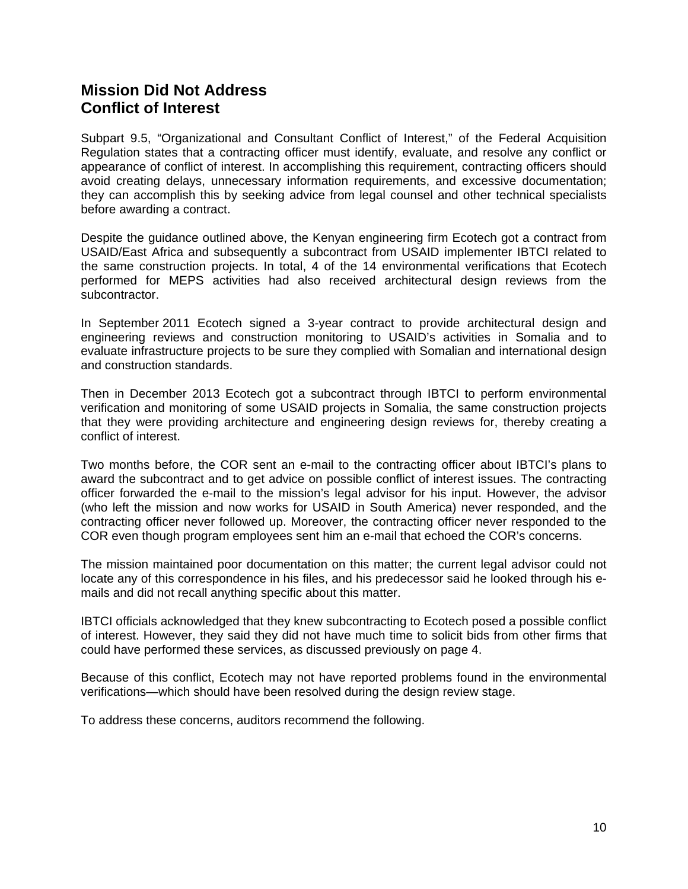## Mission Did Not Address Conflict of Interest

Subpart 9.5, "Organizational and Consultant Conflict of Interest," of the Federal Acquisition Regulation states that a contracting officer must identify, evaluate, and resolve any conflict or appearance of conflict of interest. In accomplishing this requirement, contracting officers should avoid creating delays, unnecessary information requirements, and excessive documentation; they can accomplish this by seeking advice from legal counsel and other technical specialists before awarding a contract.

Despite the guidance outlined above, the Kenyan engineering firm Ecotech got a contract from USAID/East Africa and subsequently a subcontract from USAID implementer IBTCI related to the same construction projects. In total, 4 of the 14 environmental verifications that Ecotech performed for MEPS activities had also received architectural design reviews from the subcontractor.

In September 2011 Ecotech signed a 3-year contract to provide architectural design and engineering reviews and construction monitoring to USAID's activities in Somalia and to evaluate infrastructure projects to be sure they complied with Somalian and international design and construction standards.

Then in December 2013 Ecotech got a subcontract through IBTCI to perform environmental verification and monitoring of some USAID projects in Somalia, the same construction projects that they were providing architecture and engineering design reviews for, thereby creating a conflict of interest.

Two months before, the COR sent an e-mail to the contracting officer about IBTCI's plans to award the subcontract and to get advice on possible conflict of interest issues. The contracting officer forwarded the e-mail to the mission's legal advisor for his input. However, the advisor (who left the mission and now works for USAID in South America) never responded, and the contracting officer never followed up. Moreover, the contracting officer never responded to the COR even though program employees sent him an e-mail that echoed the COR's concerns.

The mission maintained poor documentation on this matter; the current legal advisor could not locate any of this correspondence in his files, and his predecessor said he looked through his e-mails and did not recall anything specific about this matter.

IBTCI officials acknowledged that they knew subcontracting to Ecotech posed a possible conflict of interest. However, they said they did not have much time to solicit bids from other firms that could have performed these services, as discussed previously on page 4.

Because of this conflict, Ecotech may not have reported problems found in the environmental verifications—which should have been resolved during the design review stage.

To address these concerns, auditors recommend the following.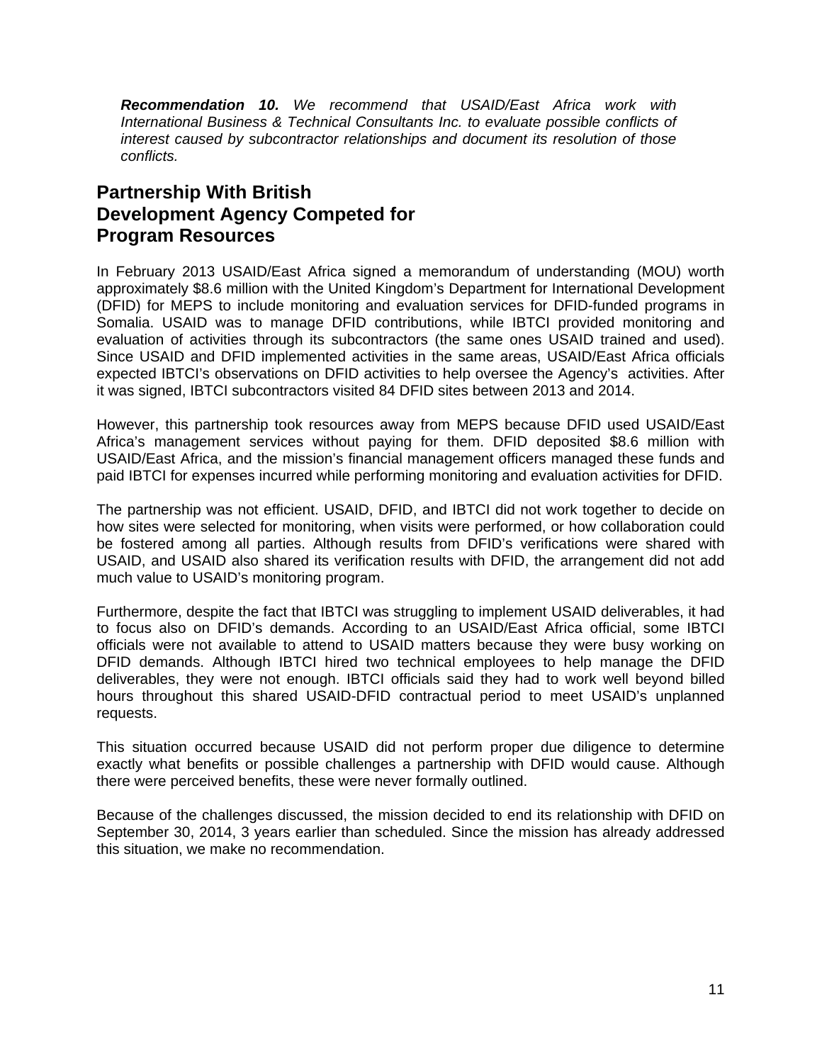***Recommendation 10.*** *We recommend that USAID/East Africa work with International Business & Technical Consultants Inc. to evaluate possible conflicts of interest caused by subcontractor relationships and document its resolution of those conflicts.*

## Partnership With British Development Agency Competed for Program Resources

In February 2013 USAID/East Africa signed a memorandum of understanding (MOU) worth approximately $8.6 million with the United Kingdom's Department for International Development (DFID) for MEPS to include monitoring and evaluation services for DFID-funded programs in Somalia. USAID was to manage DFID contributions, while IBTCI provided monitoring and evaluation of activities through its subcontractors (the same ones USAID trained and used). Since USAID and DFID implemented activities in the same areas, USAID/East Africa officials expected IBTCI's observations on DFID activities to help oversee the Agency's activities. After it was signed, IBTCI subcontractors visited 84 DFID sites between 2013 and 2014.

However, this partnership took resources away from MEPS because DFID used USAID/East Africa's management services without paying for them. DFID deposited $8.6 million with USAID/East Africa, and the mission's financial management officers managed these funds and paid IBTCI for expenses incurred while performing monitoring and evaluation activities for DFID.

The partnership was not efficient. USAID, DFID, and IBTCI did not work together to decide on how sites were selected for monitoring, when visits were performed, or how collaboration could be fostered among all parties. Although results from DFID's verifications were shared with USAID, and USAID also shared its verification results with DFID, the arrangement did not add much value to USAID's monitoring program.

Furthermore, despite the fact that IBTCI was struggling to implement USAID deliverables, it had to focus also on DFID's demands. According to an USAID/East Africa official, some IBTCI officials were not available to attend to USAID matters because they were busy working on DFID demands. Although IBTCI hired two technical employees to help manage the DFID deliverables, they were not enough. IBTCI officials said they had to work well beyond billed hours throughout this shared USAID-DFID contractual period to meet USAID's unplanned requests.

This situation occurred because USAID did not perform proper due diligence to determine exactly what benefits or possible challenges a partnership with DFID would cause. Although there were perceived benefits, these were never formally outlined.

Because of the challenges discussed, the mission decided to end its relationship with DFID on September 30, 2014, 3 years earlier than scheduled. Since the mission has already addressed this situation, we make no recommendation.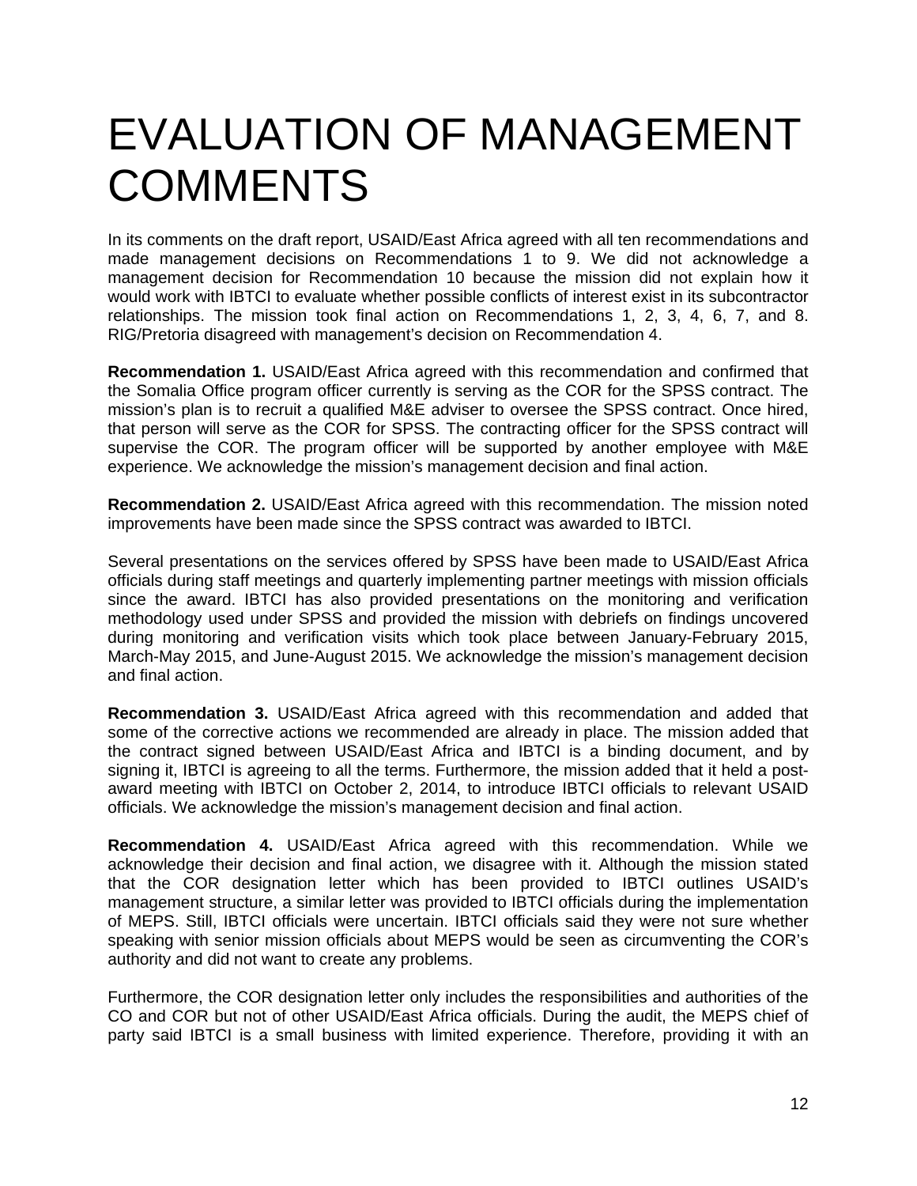# EVALUATION OF MANAGEMENT COMMENTS

In its comments on the draft report, USAID/East Africa agreed with all ten recommendations and made management decisions on Recommendations 1 to 9. We did not acknowledge a management decision for Recommendation 10 because the mission did not explain how it would work with IBTCI to evaluate whether possible conflicts of interest exist in its subcontractor relationships. The mission took final action on Recommendations 1, 2, 3, 4, 6, 7, and 8. RIG/Pretoria disagreed with management's decision on Recommendation 4.

**Recommendation 1.** USAID/East Africa agreed with this recommendation and confirmed that the Somalia Office program officer currently is serving as the COR for the SPSS contract. The mission's plan is to recruit a qualified M&E adviser to oversee the SPSS contract. Once hired, that person will serve as the COR for SPSS. The contracting officer for the SPSS contract will supervise the COR. The program officer will be supported by another employee with M&E experience. We acknowledge the mission's management decision and final action.

**Recommendation 2.** USAID/East Africa agreed with this recommendation. The mission noted improvements have been made since the SPSS contract was awarded to IBTCI.

Several presentations on the services offered by SPSS have been made to USAID/East Africa officials during staff meetings and quarterly implementing partner meetings with mission officials since the award. IBTCI has also provided presentations on the monitoring and verification methodology used under SPSS and provided the mission with debriefs on findings uncovered during monitoring and verification visits which took place between January-February 2015, March-May 2015, and June-August 2015. We acknowledge the mission's management decision and final action.

**Recommendation 3.** USAID/East Africa agreed with this recommendation and added that some of the corrective actions we recommended are already in place. The mission added that the contract signed between USAID/East Africa and IBTCI is a binding document, and by signing it, IBTCI is agreeing to all the terms. Furthermore, the mission added that it held a post-award meeting with IBTCI on October 2, 2014, to introduce IBTCI officials to relevant USAID officials. We acknowledge the mission's management decision and final action.

**Recommendation 4.** USAID/East Africa agreed with this recommendation. While we acknowledge their decision and final action, we disagree with it. Although the mission stated that the COR designation letter which has been provided to IBTCI outlines USAID's management structure, a similar letter was provided to IBTCI officials during the implementation of MEPS. Still, IBTCI officials were uncertain. IBTCI officials said they were not sure whether speaking with senior mission officials about MEPS would be seen as circumventing the COR's authority and did not want to create any problems.

Furthermore, the COR designation letter only includes the responsibilities and authorities of the CO and COR but not of other USAID/East Africa officials. During the audit, the MEPS chief of party said IBTCI is a small business with limited experience. Therefore, providing it with an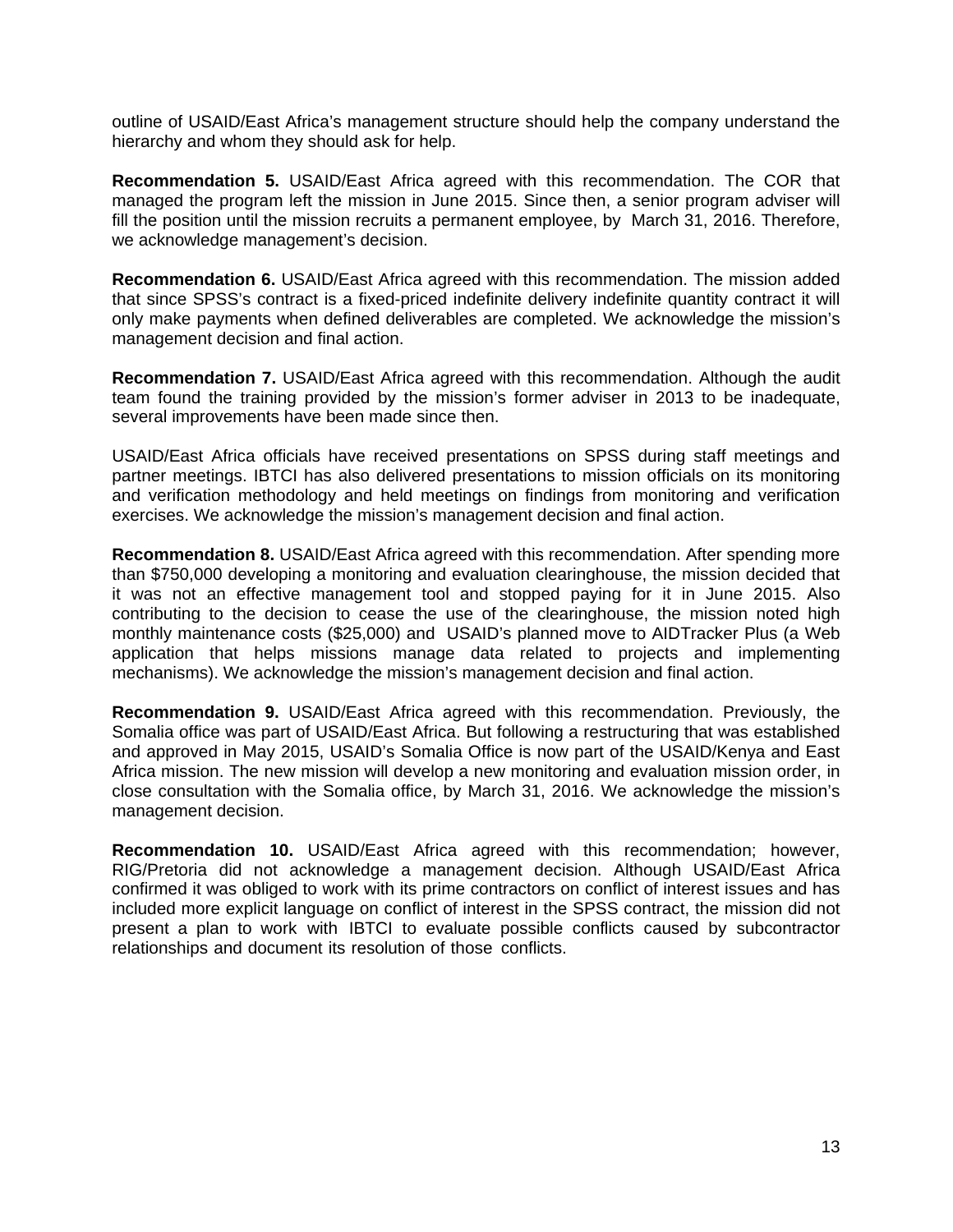outline of USAID/East Africa's management structure should help the company understand the hierarchy and whom they should ask for help.

**Recommendation 5.** USAID/East Africa agreed with this recommendation. The COR that managed the program left the mission in June 2015. Since then, a senior program adviser will fill the position until the mission recruits a permanent employee, by March 31, 2016. Therefore, we acknowledge management's decision.

**Recommendation 6.** USAID/East Africa agreed with this recommendation. The mission added that since SPSS's contract is a fixed-priced indefinite delivery indefinite quantity contract it will only make payments when defined deliverables are completed. We acknowledge the mission's management decision and final action.

**Recommendation 7.** USAID/East Africa agreed with this recommendation. Although the audit team found the training provided by the mission's former adviser in 2013 to be inadequate, several improvements have been made since then.

USAID/East Africa officials have received presentations on SPSS during staff meetings and partner meetings. IBTCI has also delivered presentations to mission officials on its monitoring and verification methodology and held meetings on findings from monitoring and verification exercises. We acknowledge the mission's management decision and final action.

**Recommendation 8.** USAID/East Africa agreed with this recommendation. After spending more than $750,000 developing a monitoring and evaluation clearinghouse, the mission decided that it was not an effective management tool and stopped paying for it in June 2015. Also contributing to the decision to cease the use of the clearinghouse, the mission noted high monthly maintenance costs ($25,000) and USAID's planned move to AIDTracker Plus (a Web application that helps missions manage data related to projects and implementing mechanisms). We acknowledge the mission's management decision and final action.

**Recommendation 9.** USAID/East Africa agreed with this recommendation. Previously, the Somalia office was part of USAID/East Africa. But following a restructuring that was established and approved in May 2015, USAID's Somalia Office is now part of the USAID/Kenya and East Africa mission. The new mission will develop a new monitoring and evaluation mission order, in close consultation with the Somalia office, by March 31, 2016. We acknowledge the mission's management decision.

**Recommendation 10.** USAID/East Africa agreed with this recommendation; however, RIG/Pretoria did not acknowledge a management decision. Although USAID/East Africa confirmed it was obliged to work with its prime contractors on conflict of interest issues and has included more explicit language on conflict of interest in the SPSS contract, the mission did not present a plan to work with IBTCI to evaluate possible conflicts caused by subcontractor relationships and document its resolution of those conflicts.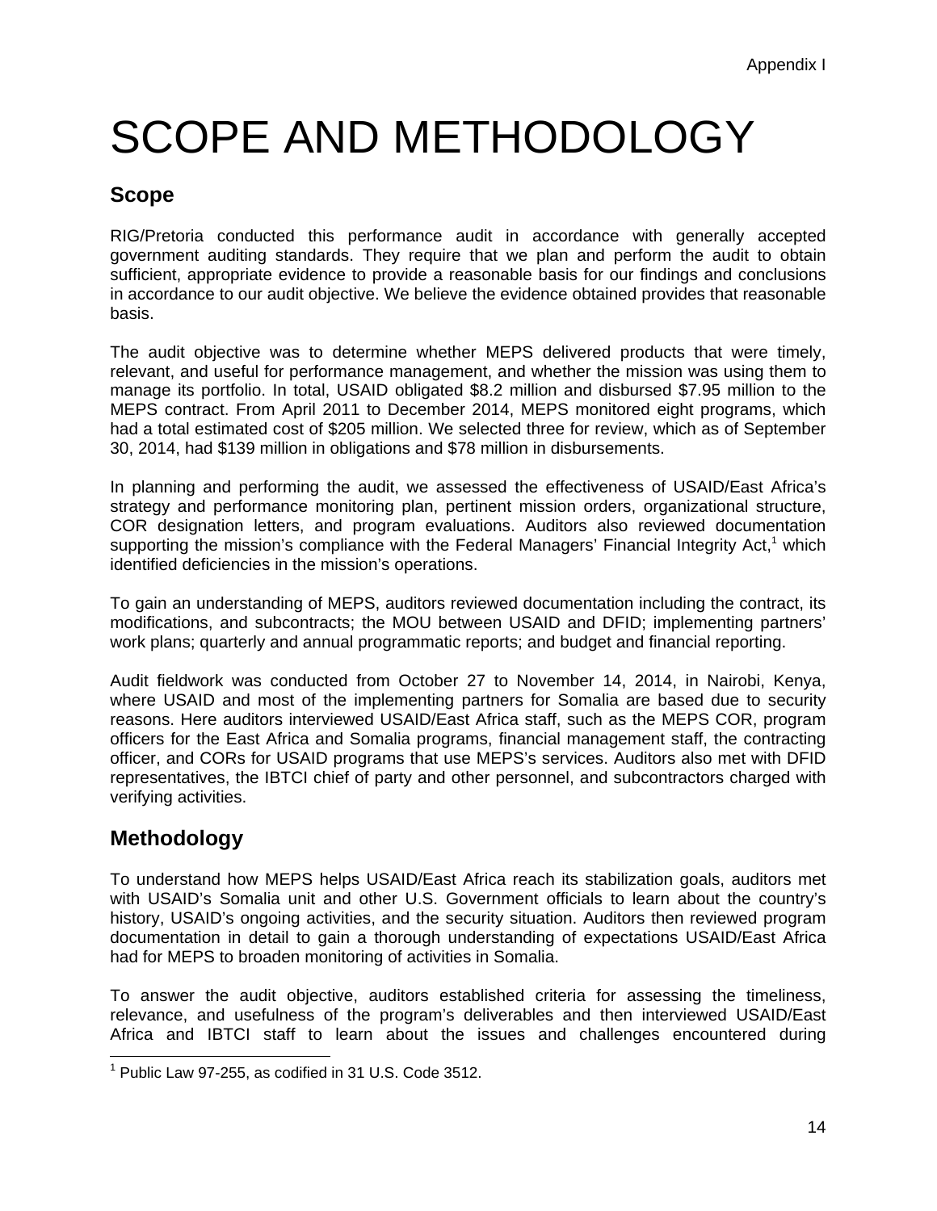Appendix I

# SCOPE AND METHODOLOGY

## Scope

RIG/Pretoria conducted this performance audit in accordance with generally accepted government auditing standards. They require that we plan and perform the audit to obtain sufficient, appropriate evidence to provide a reasonable basis for our findings and conclusions in accordance to our audit objective. We believe the evidence obtained provides that reasonable basis.

The audit objective was to determine whether MEPS delivered products that were timely, relevant, and useful for performance management, and whether the mission was using them to manage its portfolio. In total, USAID obligated $8.2 million and disbursed $7.95 million to the MEPS contract. From April 2011 to December 2014, MEPS monitored eight programs, which had a total estimated cost of $205 million. We selected three for review, which as of September 30, 2014, had $139 million in obligations and $78 million in disbursements.

In planning and performing the audit, we assessed the effectiveness of USAID/East Africa's strategy and performance monitoring plan, pertinent mission orders, organizational structure, COR designation letters, and program evaluations. Auditors also reviewed documentation supporting the mission's compliance with the Federal Managers' Financial Integrity Act,[1] which identified deficiencies in the mission's operations.

To gain an understanding of MEPS, auditors reviewed documentation including the contract, its modifications, and subcontracts; the MOU between USAID and DFID; implementing partners' work plans; quarterly and annual programmatic reports; and budget and financial reporting.

Audit fieldwork was conducted from October 27 to November 14, 2014, in Nairobi, Kenya, where USAID and most of the implementing partners for Somalia are based due to security reasons. Here auditors interviewed USAID/East Africa staff, such as the MEPS COR, program officers for the East Africa and Somalia programs, financial management staff, the contracting officer, and CORs for USAID programs that use MEPS's services. Auditors also met with DFID representatives, the IBTCI chief of party and other personnel, and subcontractors charged with verifying activities.

## Methodology

To understand how MEPS helps USAID/East Africa reach its stabilization goals, auditors met with USAID's Somalia unit and other U.S. Government officials to learn about the country's history, USAID's ongoing activities, and the security situation. Auditors then reviewed program documentation in detail to gain a thorough understanding of expectations USAID/East Africa had for MEPS to broaden monitoring of activities in Somalia.

To answer the audit objective, auditors established criteria for assessing the timeliness, relevance, and usefulness of the program's deliverables and then interviewed USAID/East Africa and IBTCI staff to learn about the issues and challenges encountered during

[1] Public Law 97-255, as codified in 31 U.S. Code 3512.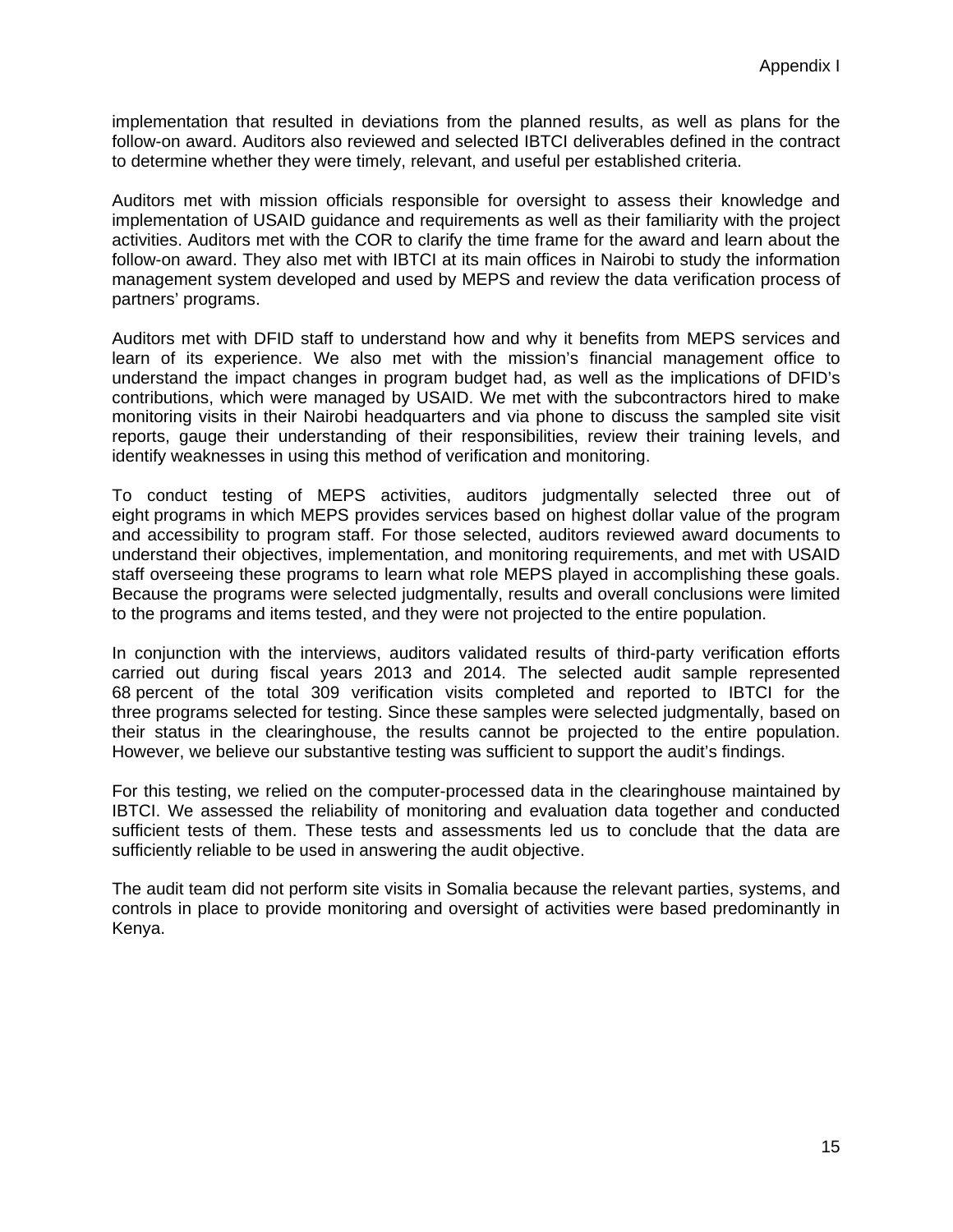implementation that resulted in deviations from the planned results, as well as plans for the follow-on award. Auditors also reviewed and selected IBTCI deliverables defined in the contract to determine whether they were timely, relevant, and useful per established criteria.

Auditors met with mission officials responsible for oversight to assess their knowledge and implementation of USAID guidance and requirements as well as their familiarity with the project activities. Auditors met with the COR to clarify the time frame for the award and learn about the follow-on award. They also met with IBTCI at its main offices in Nairobi to study the information management system developed and used by MEPS and review the data verification process of partners' programs.

Auditors met with DFID staff to understand how and why it benefits from MEPS services and learn of its experience. We also met with the mission's financial management office to understand the impact changes in program budget had, as well as the implications of DFID's contributions, which were managed by USAID. We met with the subcontractors hired to make monitoring visits in their Nairobi headquarters and via phone to discuss the sampled site visit reports, gauge their understanding of their responsibilities, review their training levels, and identify weaknesses in using this method of verification and monitoring.

To conduct testing of MEPS activities, auditors judgmentally selected three out of eight programs in which MEPS provides services based on highest dollar value of the program and accessibility to program staff. For those selected, auditors reviewed award documents to understand their objectives, implementation, and monitoring requirements, and met with USAID staff overseeing these programs to learn what role MEPS played in accomplishing these goals. Because the programs were selected judgmentally, results and overall conclusions were limited to the programs and items tested, and they were not projected to the entire population.

In conjunction with the interviews, auditors validated results of third-party verification efforts carried out during fiscal years 2013 and 2014. The selected audit sample represented 68 percent of the total 309 verification visits completed and reported to IBTCI for the three programs selected for testing. Since these samples were selected judgmentally, based on their status in the clearinghouse, the results cannot be projected to the entire population. However, we believe our substantive testing was sufficient to support the audit's findings.

For this testing, we relied on the computer-processed data in the clearinghouse maintained by IBTCI. We assessed the reliability of monitoring and evaluation data together and conducted sufficient tests of them. These tests and assessments led us to conclude that the data are sufficiently reliable to be used in answering the audit objective.

The audit team did not perform site visits in Somalia because the relevant parties, systems, and controls in place to provide monitoring and oversight of activities were based predominantly in Kenya.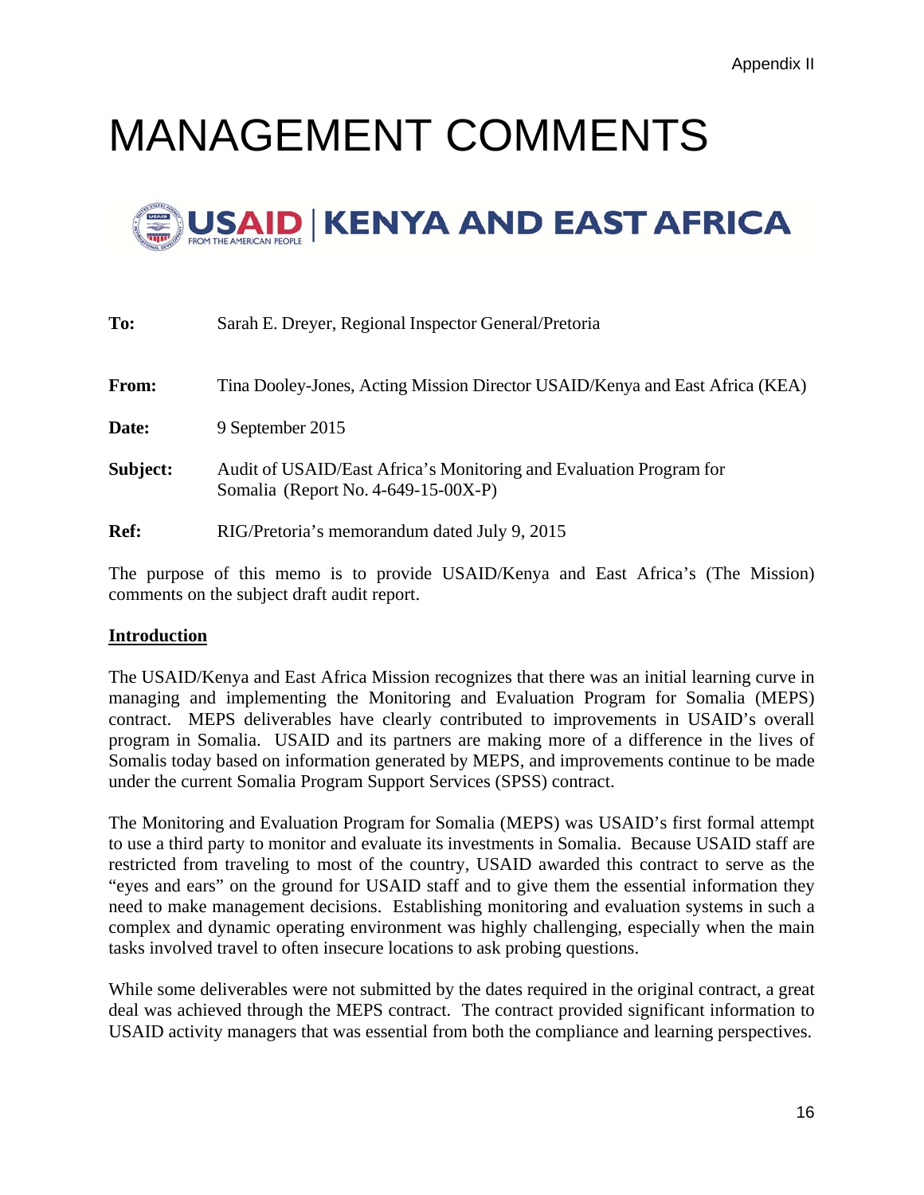Appendix II

# MANAGEMENT COMMENTS

USAID | KENYA AND EAST AFRICA
FROM THE AMERICAN PEOPLE

**To:** Sarah E. Dreyer, Regional Inspector General/Pretoria

**From:** Tina Dooley-Jones, Acting Mission Director USAID/Kenya and East Africa (KEA)

**Date:** 9 September 2015

**Subject:** Audit of USAID/East Africa's Monitoring and Evaluation Program for Somalia (Report No. 4-649-15-00X-P)

**Ref:** RIG/Pretoria's memorandum dated July 9, 2015

The purpose of this memo is to provide USAID/Kenya and East Africa's (The Mission) comments on the subject draft audit report.

**<u>Introduction</u>**

The USAID/Kenya and East Africa Mission recognizes that there was an initial learning curve in managing and implementing the Monitoring and Evaluation Program for Somalia (MEPS) contract. MEPS deliverables have clearly contributed to improvements in USAID's overall program in Somalia. USAID and its partners are making more of a difference in the lives of Somalis today based on information generated by MEPS, and improvements continue to be made under the current Somalia Program Support Services (SPSS) contract.

The Monitoring and Evaluation Program for Somalia (MEPS) was USAID's first formal attempt to use a third party to monitor and evaluate its investments in Somalia. Because USAID staff are restricted from traveling to most of the country, USAID awarded this contract to serve as the "eyes and ears" on the ground for USAID staff and to give them the essential information they need to make management decisions. Establishing monitoring and evaluation systems in such a complex and dynamic operating environment was highly challenging, especially when the main tasks involved travel to often insecure locations to ask probing questions.

While some deliverables were not submitted by the dates required in the original contract, a great deal was achieved through the MEPS contract. The contract provided significant information to USAID activity managers that was essential from both the compliance and learning perspectives.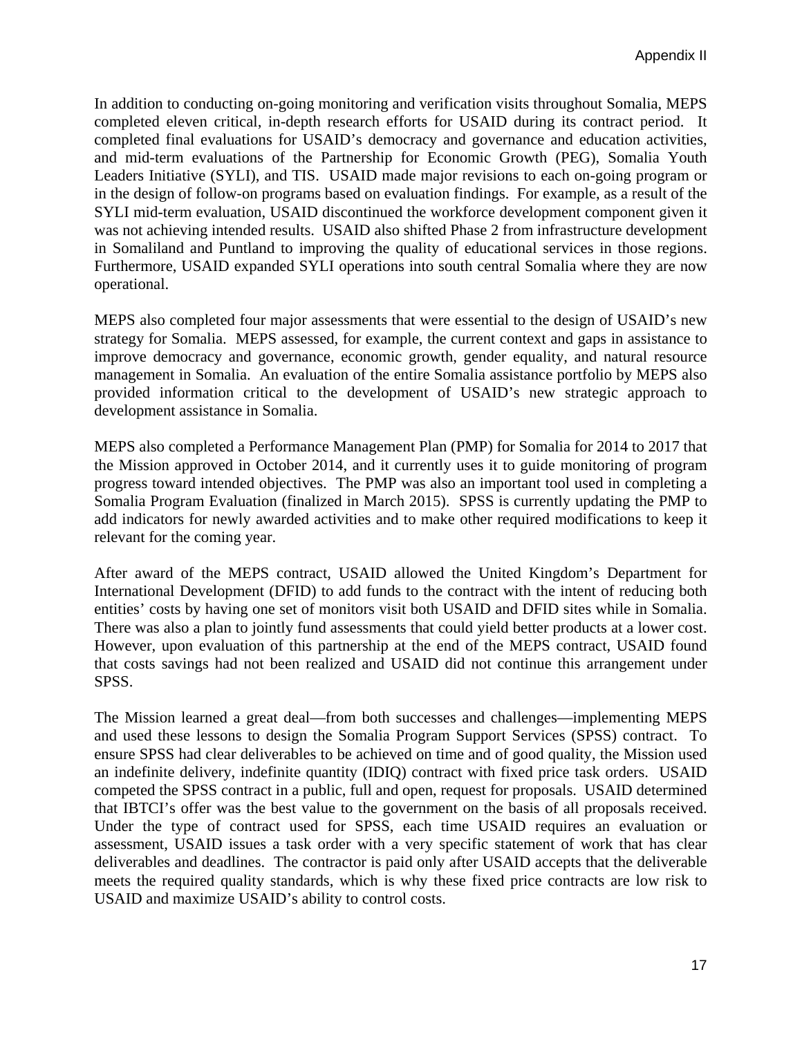In addition to conducting on-going monitoring and verification visits throughout Somalia, MEPS completed eleven critical, in-depth research efforts for USAID during its contract period. It completed final evaluations for USAID's democracy and governance and education activities, and mid-term evaluations of the Partnership for Economic Growth (PEG), Somalia Youth Leaders Initiative (SYLI), and TIS. USAID made major revisions to each on-going program or in the design of follow-on programs based on evaluation findings. For example, as a result of the SYLI mid-term evaluation, USAID discontinued the workforce development component given it was not achieving intended results. USAID also shifted Phase 2 from infrastructure development in Somaliland and Puntland to improving the quality of educational services in those regions. Furthermore, USAID expanded SYLI operations into south central Somalia where they are now operational.

MEPS also completed four major assessments that were essential to the design of USAID's new strategy for Somalia. MEPS assessed, for example, the current context and gaps in assistance to improve democracy and governance, economic growth, gender equality, and natural resource management in Somalia. An evaluation of the entire Somalia assistance portfolio by MEPS also provided information critical to the development of USAID's new strategic approach to development assistance in Somalia.

MEPS also completed a Performance Management Plan (PMP) for Somalia for 2014 to 2017 that the Mission approved in October 2014, and it currently uses it to guide monitoring of program progress toward intended objectives. The PMP was also an important tool used in completing a Somalia Program Evaluation (finalized in March 2015). SPSS is currently updating the PMP to add indicators for newly awarded activities and to make other required modifications to keep it relevant for the coming year.

After award of the MEPS contract, USAID allowed the United Kingdom's Department for International Development (DFID) to add funds to the contract with the intent of reducing both entities' costs by having one set of monitors visit both USAID and DFID sites while in Somalia. There was also a plan to jointly fund assessments that could yield better products at a lower cost. However, upon evaluation of this partnership at the end of the MEPS contract, USAID found that costs savings had not been realized and USAID did not continue this arrangement under SPSS.

The Mission learned a great deal—from both successes and challenges—implementing MEPS and used these lessons to design the Somalia Program Support Services (SPSS) contract. To ensure SPSS had clear deliverables to be achieved on time and of good quality, the Mission used an indefinite delivery, indefinite quantity (IDIQ) contract with fixed price task orders. USAID competed the SPSS contract in a public, full and open, request for proposals. USAID determined that IBTCI's offer was the best value to the government on the basis of all proposals received. Under the type of contract used for SPSS, each time USAID requires an evaluation or assessment, USAID issues a task order with a very specific statement of work that has clear deliverables and deadlines. The contractor is paid only after USAID accepts that the deliverable meets the required quality standards, which is why these fixed price contracts are low risk to USAID and maximize USAID's ability to control costs.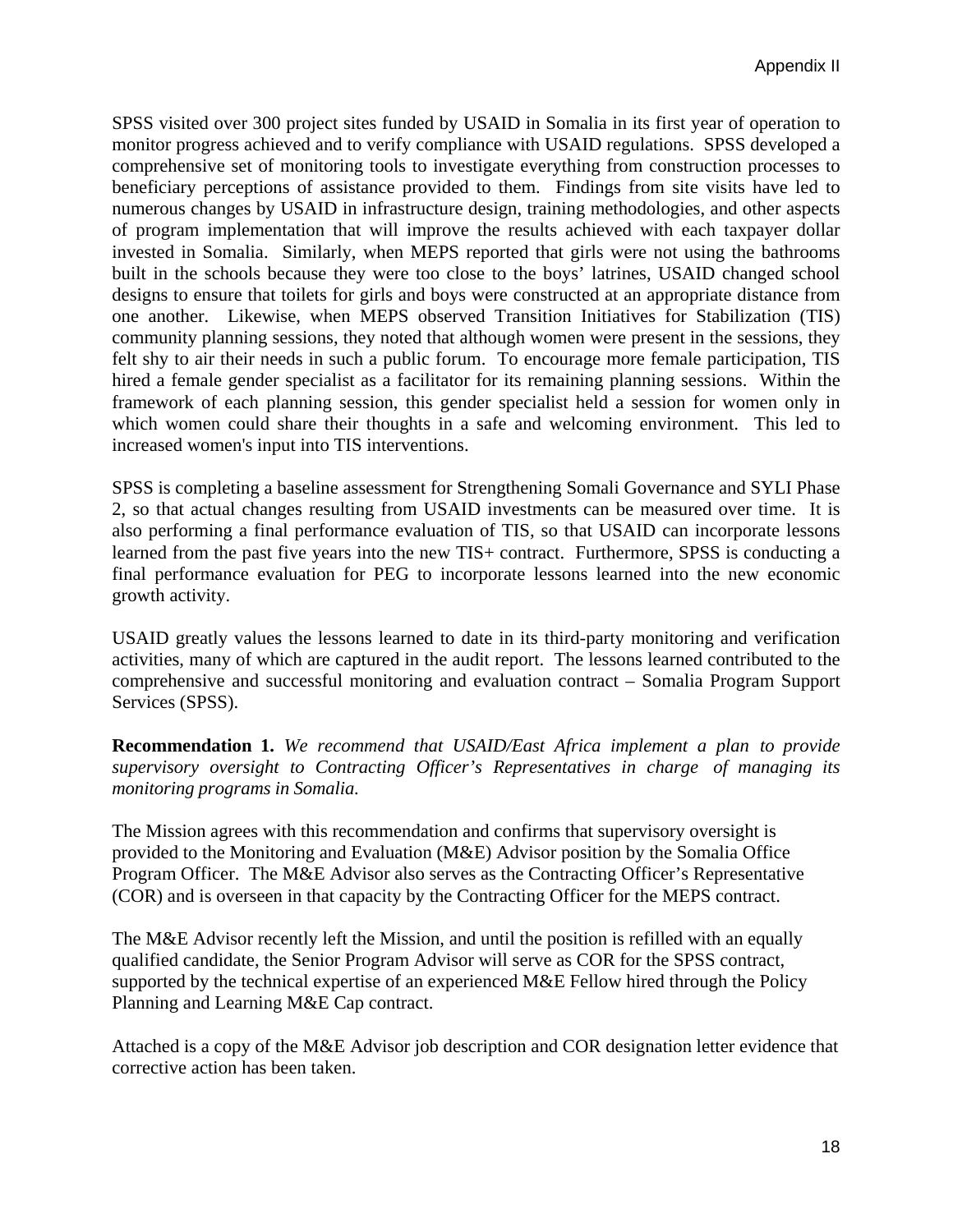SPSS visited over 300 project sites funded by USAID in Somalia in its first year of operation to monitor progress achieved and to verify compliance with USAID regulations. SPSS developed a comprehensive set of monitoring tools to investigate everything from construction processes to beneficiary perceptions of assistance provided to them. Findings from site visits have led to numerous changes by USAID in infrastructure design, training methodologies, and other aspects of program implementation that will improve the results achieved with each taxpayer dollar invested in Somalia. Similarly, when MEPS reported that girls were not using the bathrooms built in the schools because they were too close to the boys' latrines, USAID changed school designs to ensure that toilets for girls and boys were constructed at an appropriate distance from one another. Likewise, when MEPS observed Transition Initiatives for Stabilization (TIS) community planning sessions, they noted that although women were present in the sessions, they felt shy to air their needs in such a public forum. To encourage more female participation, TIS hired a female gender specialist as a facilitator for its remaining planning sessions. Within the framework of each planning session, this gender specialist held a session for women only in which women could share their thoughts in a safe and welcoming environment. This led to increased women's input into TIS interventions.

SPSS is completing a baseline assessment for Strengthening Somali Governance and SYLI Phase 2, so that actual changes resulting from USAID investments can be measured over time. It is also performing a final performance evaluation of TIS, so that USAID can incorporate lessons learned from the past five years into the new TIS+ contract. Furthermore, SPSS is conducting a final performance evaluation for PEG to incorporate lessons learned into the new economic growth activity.

USAID greatly values the lessons learned to date in its third-party monitoring and verification activities, many of which are captured in the audit report. The lessons learned contributed to the comprehensive and successful monitoring and evaluation contract – Somalia Program Support Services (SPSS).

**Recommendation 1.** *We recommend that USAID/East Africa implement a plan to provide supervisory oversight to Contracting Officer's Representatives in charge of managing its monitoring programs in Somalia.*

The Mission agrees with this recommendation and confirms that supervisory oversight is provided to the Monitoring and Evaluation (M&E) Advisor position by the Somalia Office Program Officer. The M&E Advisor also serves as the Contracting Officer's Representative (COR) and is overseen in that capacity by the Contracting Officer for the MEPS contract.

The M&E Advisor recently left the Mission, and until the position is refilled with an equally qualified candidate, the Senior Program Advisor will serve as COR for the SPSS contract, supported by the technical expertise of an experienced M&E Fellow hired through the Policy Planning and Learning M&E Cap contract.

Attached is a copy of the M&E Advisor job description and COR designation letter evidence that corrective action has been taken.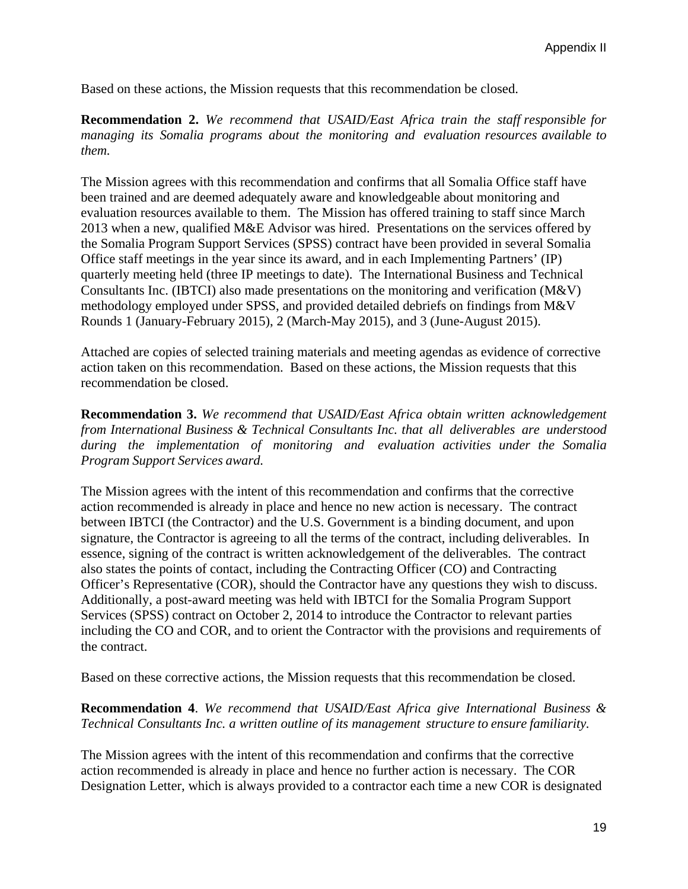Based on these actions, the Mission requests that this recommendation be closed.

**Recommendation 2.** *We recommend that USAID/East Africa train the staff responsible for managing its Somalia programs about the monitoring and evaluation resources available to them.*

The Mission agrees with this recommendation and confirms that all Somalia Office staff have been trained and are deemed adequately aware and knowledgeable about monitoring and evaluation resources available to them. The Mission has offered training to staff since March 2013 when a new, qualified M&E Advisor was hired. Presentations on the services offered by the Somalia Program Support Services (SPSS) contract have been provided in several Somalia Office staff meetings in the year since its award, and in each Implementing Partners' (IP) quarterly meeting held (three IP meetings to date). The International Business and Technical Consultants Inc. (IBTCI) also made presentations on the monitoring and verification (M&V) methodology employed under SPSS, and provided detailed debriefs on findings from M&V Rounds 1 (January-February 2015), 2 (March-May 2015), and 3 (June-August 2015).

Attached are copies of selected training materials and meeting agendas as evidence of corrective action taken on this recommendation. Based on these actions, the Mission requests that this recommendation be closed.

**Recommendation 3.** *We recommend that USAID/East Africa obtain written acknowledgement from International Business & Technical Consultants Inc. that all deliverables are understood during the implementation of monitoring and evaluation activities under the Somalia Program Support Services award.*

The Mission agrees with the intent of this recommendation and confirms that the corrective action recommended is already in place and hence no new action is necessary. The contract between IBTCI (the Contractor) and the U.S. Government is a binding document, and upon signature, the Contractor is agreeing to all the terms of the contract, including deliverables. In essence, signing of the contract is written acknowledgement of the deliverables. The contract also states the points of contact, including the Contracting Officer (CO) and Contracting Officer's Representative (COR), should the Contractor have any questions they wish to discuss. Additionally, a post-award meeting was held with IBTCI for the Somalia Program Support Services (SPSS) contract on October 2, 2014 to introduce the Contractor to relevant parties including the CO and COR, and to orient the Contractor with the provisions and requirements of the contract.

Based on these corrective actions, the Mission requests that this recommendation be closed.

**Recommendation 4**. *We recommend that USAID/East Africa give International Business & Technical Consultants Inc. a written outline of its management structure to ensure familiarity.*

The Mission agrees with the intent of this recommendation and confirms that the corrective action recommended is already in place and hence no further action is necessary. The COR Designation Letter, which is always provided to a contractor each time a new COR is designated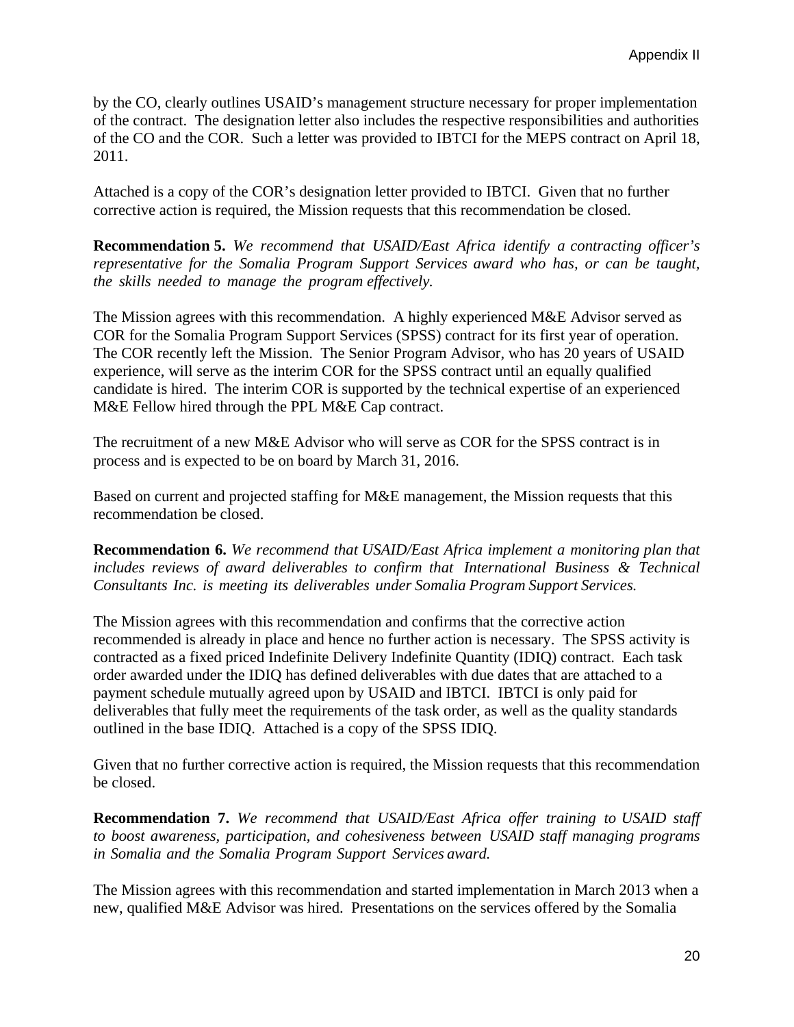by the CO, clearly outlines USAID's management structure necessary for proper implementation of the contract. The designation letter also includes the respective responsibilities and authorities of the CO and the COR. Such a letter was provided to IBTCI for the MEPS contract on April 18, 2011.

Attached is a copy of the COR's designation letter provided to IBTCI. Given that no further corrective action is required, the Mission requests that this recommendation be closed.

**Recommendation 5.** *We recommend that USAID/East Africa identify a contracting officer's representative for the Somalia Program Support Services award who has, or can be taught, the skills needed to manage the program effectively.*

The Mission agrees with this recommendation. A highly experienced M&E Advisor served as COR for the Somalia Program Support Services (SPSS) contract for its first year of operation. The COR recently left the Mission. The Senior Program Advisor, who has 20 years of USAID experience, will serve as the interim COR for the SPSS contract until an equally qualified candidate is hired. The interim COR is supported by the technical expertise of an experienced M&E Fellow hired through the PPL M&E Cap contract.

The recruitment of a new M&E Advisor who will serve as COR for the SPSS contract is in process and is expected to be on board by March 31, 2016.

Based on current and projected staffing for M&E management, the Mission requests that this recommendation be closed.

**Recommendation 6.** *We recommend that USAID/East Africa implement a monitoring plan that includes reviews of award deliverables to confirm that International Business & Technical Consultants Inc. is meeting its deliverables under Somalia Program Support Services.*

The Mission agrees with this recommendation and confirms that the corrective action recommended is already in place and hence no further action is necessary. The SPSS activity is contracted as a fixed priced Indefinite Delivery Indefinite Quantity (IDIQ) contract. Each task order awarded under the IDIQ has defined deliverables with due dates that are attached to a payment schedule mutually agreed upon by USAID and IBTCI. IBTCI is only paid for deliverables that fully meet the requirements of the task order, as well as the quality standards outlined in the base IDIQ. Attached is a copy of the SPSS IDIQ.

Given that no further corrective action is required, the Mission requests that this recommendation be closed.

**Recommendation 7.** *We recommend that USAID/East Africa offer training to USAID staff to boost awareness, participation, and cohesiveness between USAID staff managing programs in Somalia and the Somalia Program Support Services award.*

The Mission agrees with this recommendation and started implementation in March 2013 when a new, qualified M&E Advisor was hired. Presentations on the services offered by the Somalia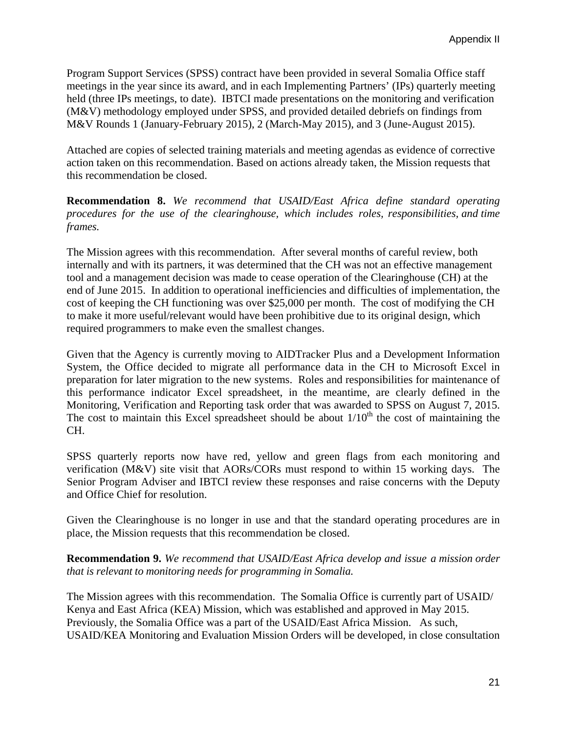Program Support Services (SPSS) contract have been provided in several Somalia Office staff meetings in the year since its award, and in each Implementing Partners' (IPs) quarterly meeting held (three IPs meetings, to date). IBTCI made presentations on the monitoring and verification (M&V) methodology employed under SPSS, and provided detailed debriefs on findings from M&V Rounds 1 (January-February 2015), 2 (March-May 2015), and 3 (June-August 2015).

Attached are copies of selected training materials and meeting agendas as evidence of corrective action taken on this recommendation. Based on actions already taken, the Mission requests that this recommendation be closed.

**Recommendation 8.** *We recommend that USAID/East Africa define standard operating procedures for the use of the clearinghouse, which includes roles, responsibilities, and time frames.*

The Mission agrees with this recommendation. After several months of careful review, both internally and with its partners, it was determined that the CH was not an effective management tool and a management decision was made to cease operation of the Clearinghouse (CH) at the end of June 2015. In addition to operational inefficiencies and difficulties of implementation, the cost of keeping the CH functioning was over $25,000 per month. The cost of modifying the CH to make it more useful/relevant would have been prohibitive due to its original design, which required programmers to make even the smallest changes.

Given that the Agency is currently moving to AIDTracker Plus and a Development Information System, the Office decided to migrate all performance data in the CH to Microsoft Excel in preparation for later migration to the new systems. Roles and responsibilities for maintenance of this performance indicator Excel spreadsheet, in the meantime, are clearly defined in the Monitoring, Verification and Reporting task order that was awarded to SPSS on August 7, 2015. The cost to maintain this Excel spreadsheet should be about $1/10^{th}$ the cost of maintaining the CH.

SPSS quarterly reports now have red, yellow and green flags from each monitoring and verification (M&V) site visit that AORs/CORs must respond to within 15 working days. The Senior Program Adviser and IBTCI review these responses and raise concerns with the Deputy and Office Chief for resolution.

Given the Clearinghouse is no longer in use and that the standard operating procedures are in place, the Mission requests that this recommendation be closed.

**Recommendation 9.** *We recommend that USAID/East Africa develop and issue a mission order that is relevant to monitoring needs for programming in Somalia.*

The Mission agrees with this recommendation. The Somalia Office is currently part of USAID/ Kenya and East Africa (KEA) Mission, which was established and approved in May 2015. Previously, the Somalia Office was a part of the USAID/East Africa Mission. As such, USAID/KEA Monitoring and Evaluation Mission Orders will be developed, in close consultation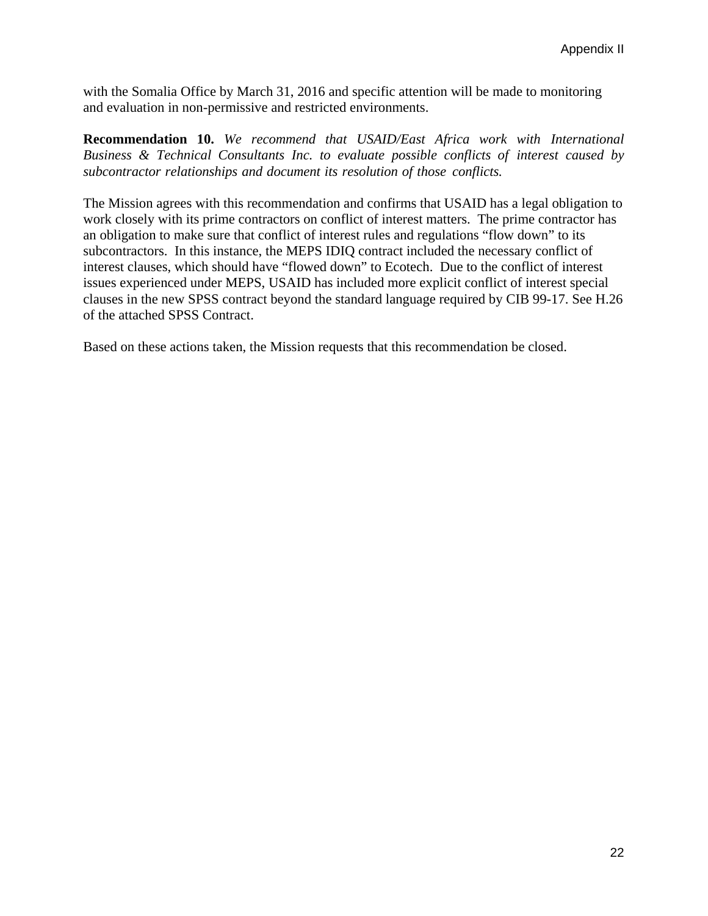with the Somalia Office by March 31, 2016 and specific attention will be made to monitoring and evaluation in non-permissive and restricted environments.

**Recommendation 10.** *We recommend that USAID/East Africa work with International Business & Technical Consultants Inc. to evaluate possible conflicts of interest caused by subcontractor relationships and document its resolution of those conflicts.*

The Mission agrees with this recommendation and confirms that USAID has a legal obligation to work closely with its prime contractors on conflict of interest matters. The prime contractor has an obligation to make sure that conflict of interest rules and regulations "flow down" to its subcontractors. In this instance, the MEPS IDIQ contract included the necessary conflict of interest clauses, which should have "flowed down" to Ecotech. Due to the conflict of interest issues experienced under MEPS, USAID has included more explicit conflict of interest special clauses in the new SPSS contract beyond the standard language required by CIB 99-17. See H.26 of the attached SPSS Contract.

Based on these actions taken, the Mission requests that this recommendation be closed.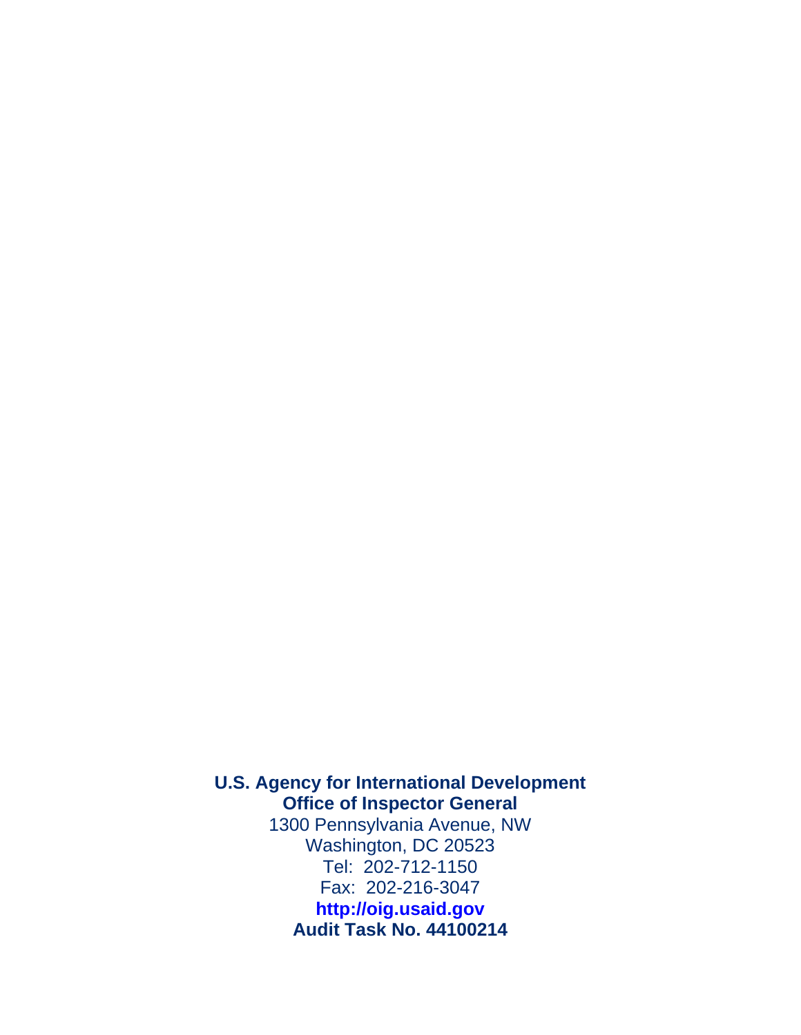**U.S. Agency for International Development**
**Office of Inspector General**
1300 Pennsylvania Avenue, NW
Washington, DC 20523
Tel: 202-712-1150
Fax: 202-216-3047
**http://oig.usaid.gov**
**Audit Task No. 44100214**